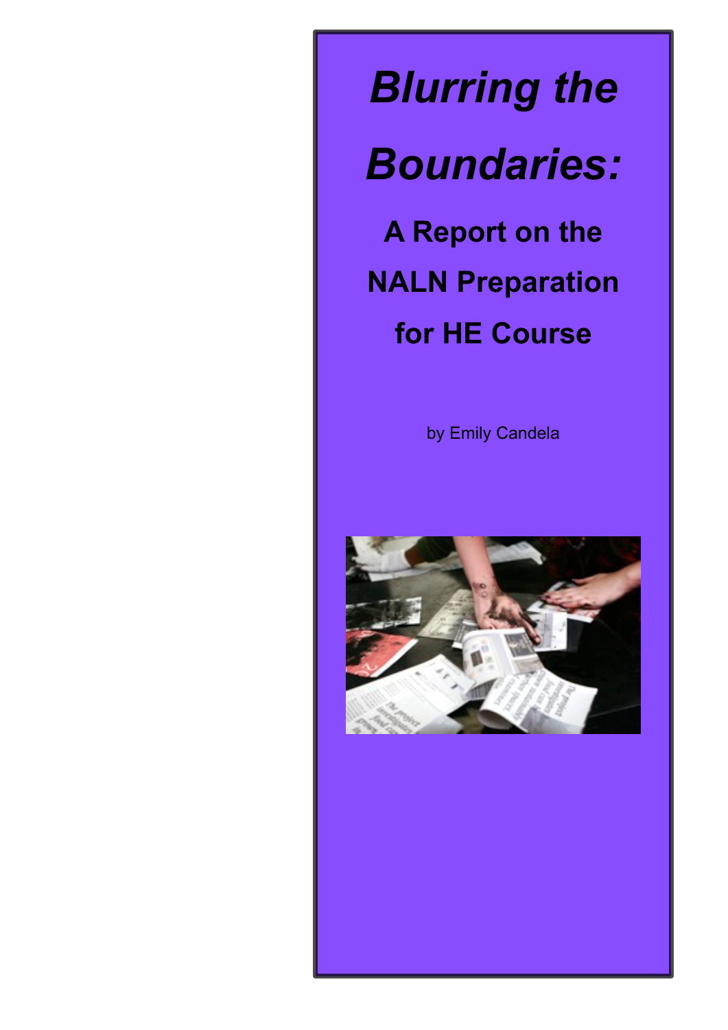# *Blurring the Boundaries:*

## A Report on the NALN Preparation for HE Course

by Emily Candela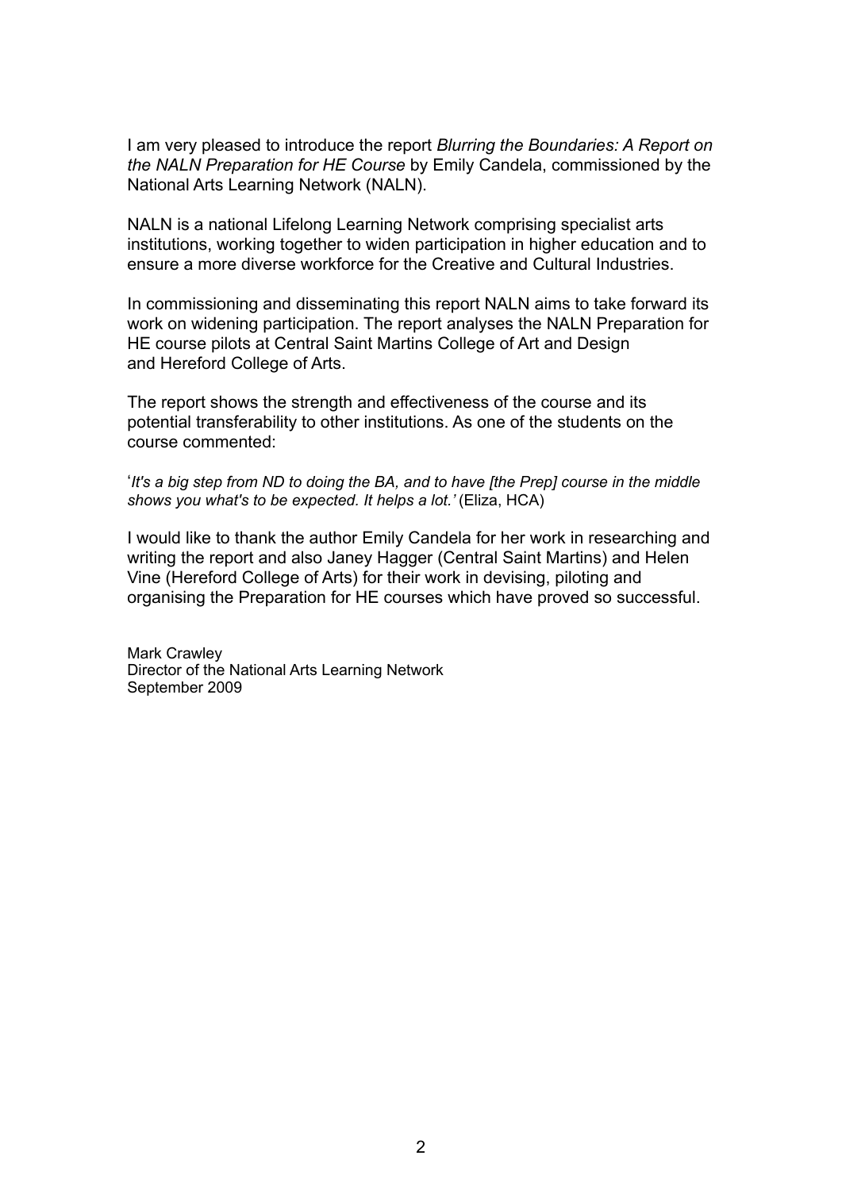I am very pleased to introduce the report *Blurring the Boundaries: A Report on the NALN Preparation for HE Course* by Emily Candela, commissioned by the National Arts Learning Network (NALN).

NALN is a national Lifelong Learning Network comprising specialist arts institutions, working together to widen participation in higher education and to ensure a more diverse workforce for the Creative and Cultural Industries.

In commissioning and disseminating this report NALN aims to take forward its work on widening participation. The report analyses the NALN Preparation for HE course pilots at Central Saint Martins College of Art and Design and Hereford College of Arts.

The report shows the strength and effectiveness of the course and its potential transferability to other institutions. As one of the students on the course commented:

'*It's a big step from ND to doing the BA, and to have [the Prep] course in the middle shows you what's to be expected. It helps a lot.'* (Eliza, HCA)

I would like to thank the author Emily Candela for her work in researching and writing the report and also Janey Hagger (Central Saint Martins) and Helen Vine (Hereford College of Arts) for their work in devising, piloting and organising the Preparation for HE courses which have proved so successful.

Mark Crawley  
Director of the National Arts Learning Network  
September 2009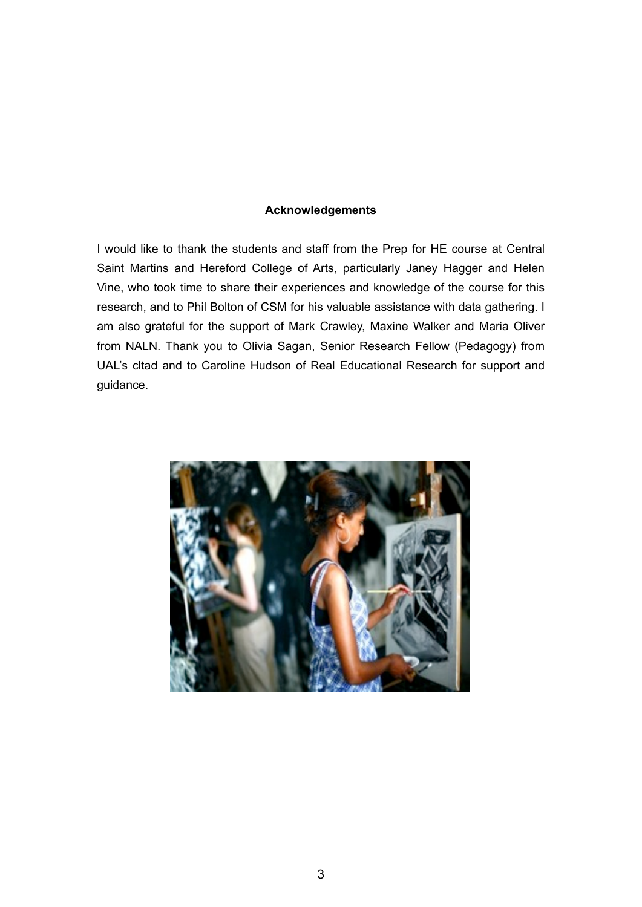## Acknowledgements

I would like to thank the students and staff from the Prep for HE course at Central Saint Martins and Hereford College of Arts, particularly Janey Hagger and Helen Vine, who took time to share their experiences and knowledge of the course for this research, and to Phil Bolton of CSM for his valuable assistance with data gathering. I am also grateful for the support of Mark Crawley, Maxine Walker and Maria Oliver from NALN. Thank you to Olivia Sagan, Senior Research Fellow (Pedagogy) from UAL's cltad and to Caroline Hudson of Real Educational Research for support and guidance.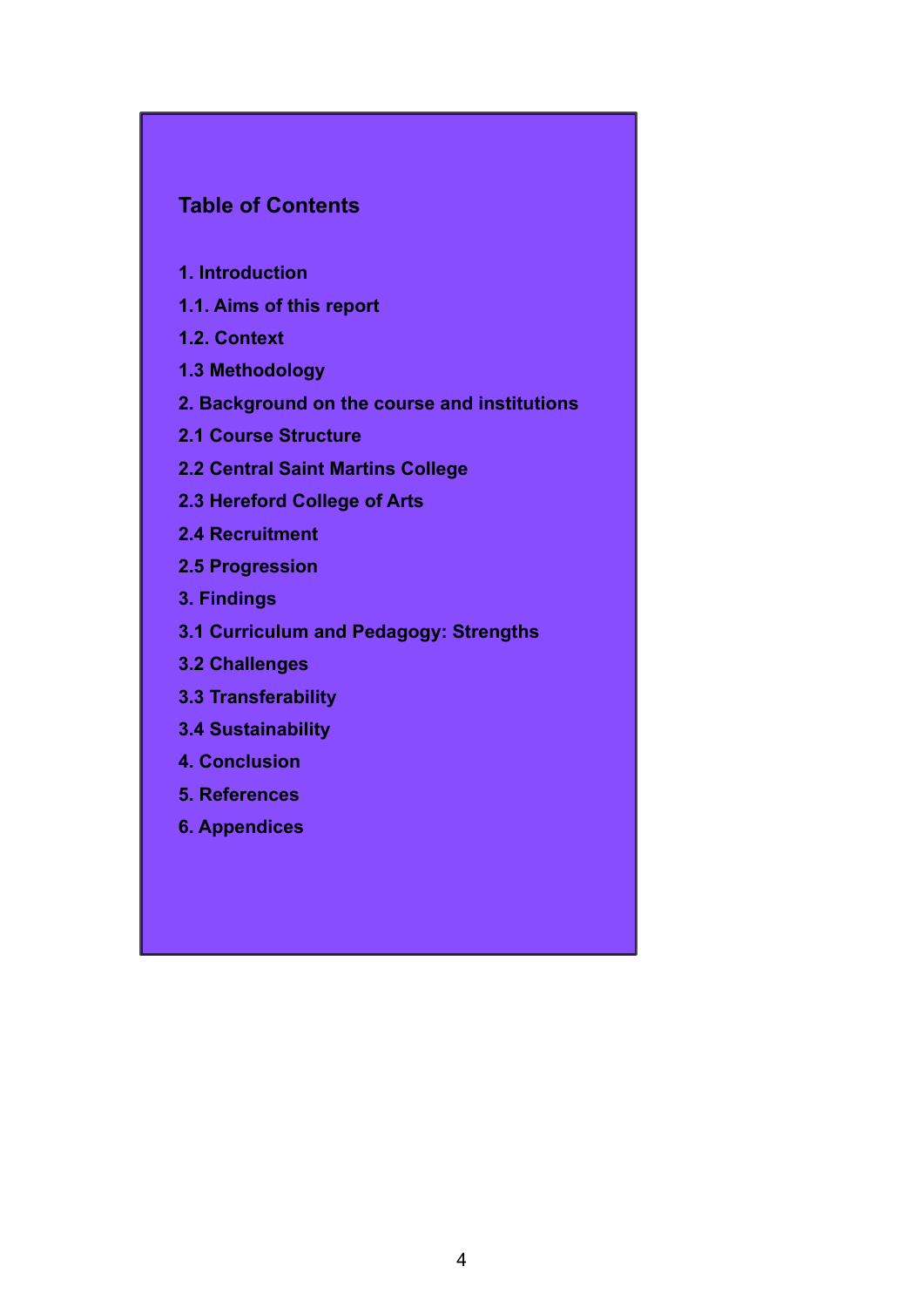## Table of Contents

1. Introduction

1.1. Aims of this report

1.2. Context

1.3 Methodology

2. Background on the course and institutions

2.1 Course Structure

2.2 Central Saint Martins College

2.3 Hereford College of Arts

2.4 Recruitment

2.5 Progression

3. Findings

3.1 Curriculum and Pedagogy: Strengths

3.2 Challenges

3.3 Transferability

3.4 Sustainability

4. Conclusion

5. References

6. Appendices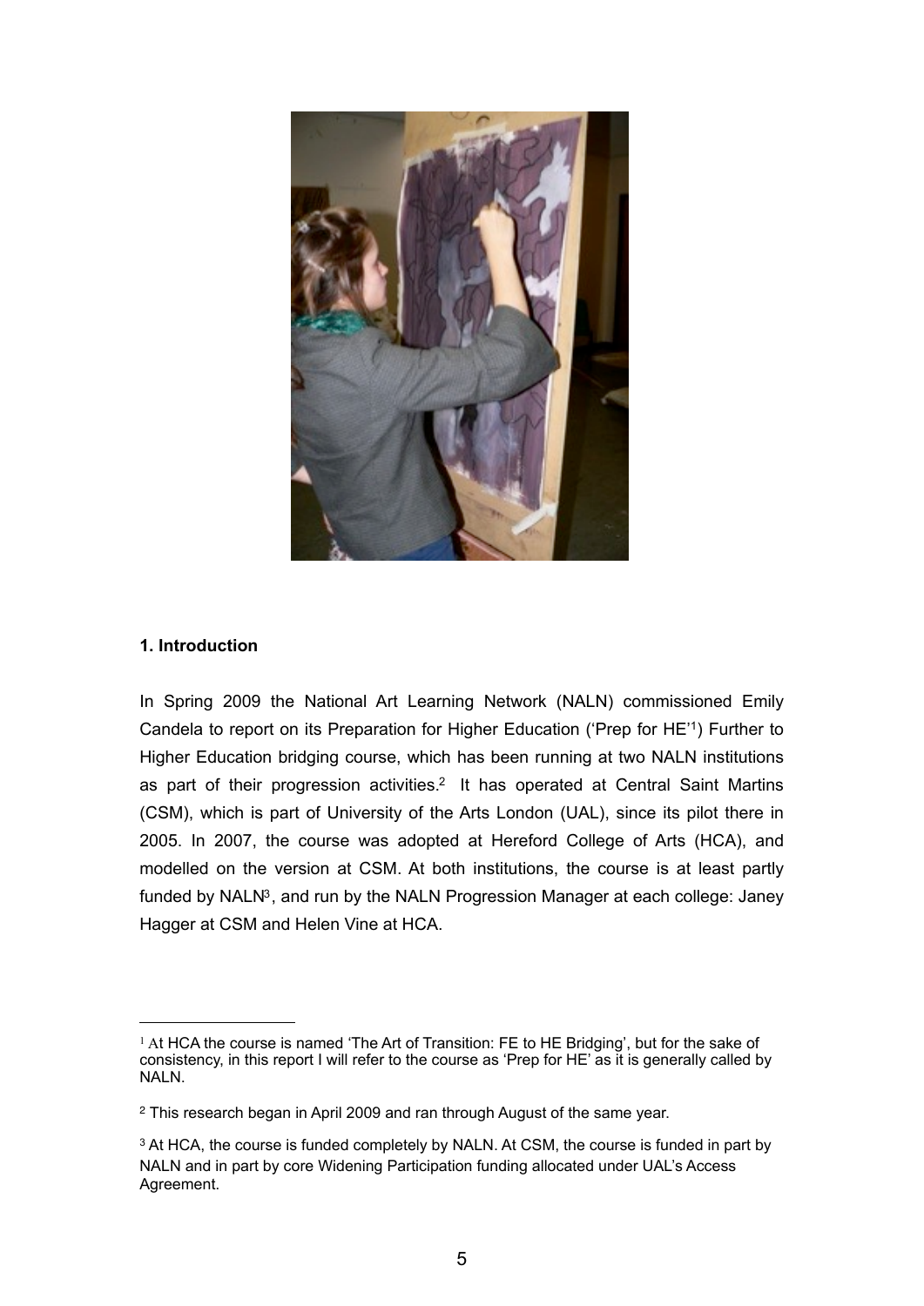## 1. Introduction

In Spring 2009 the National Art Learning Network (NALN) commissioned Emily Candela to report on its Preparation for Higher Education ('Prep for HE'[1]) Further to Higher Education bridging course, which has been running at two NALN institutions as part of their progression activities.[2] It has operated at Central Saint Martins (CSM), which is part of University of the Arts London (UAL), since its pilot there in 2005. In 2007, the course was adopted at Hereford College of Arts (HCA), and modelled on the version at CSM. At both institutions, the course is at least partly funded by NALN[3], and run by the NALN Progression Manager at each college: Janey Hagger at CSM and Helen Vine at HCA.

---

[1] At HCA the course is named 'The Art of Transition: FE to HE Bridging', but for the sake of consistency, in this report I will refer to the course as 'Prep for HE' as it is generally called by NALN.

[2] This research began in April 2009 and ran through August of the same year.

[3] At HCA, the course is funded completely by NALN. At CSM, the course is funded in part by NALN and in part by core Widening Participation funding allocated under UAL's Access Agreement.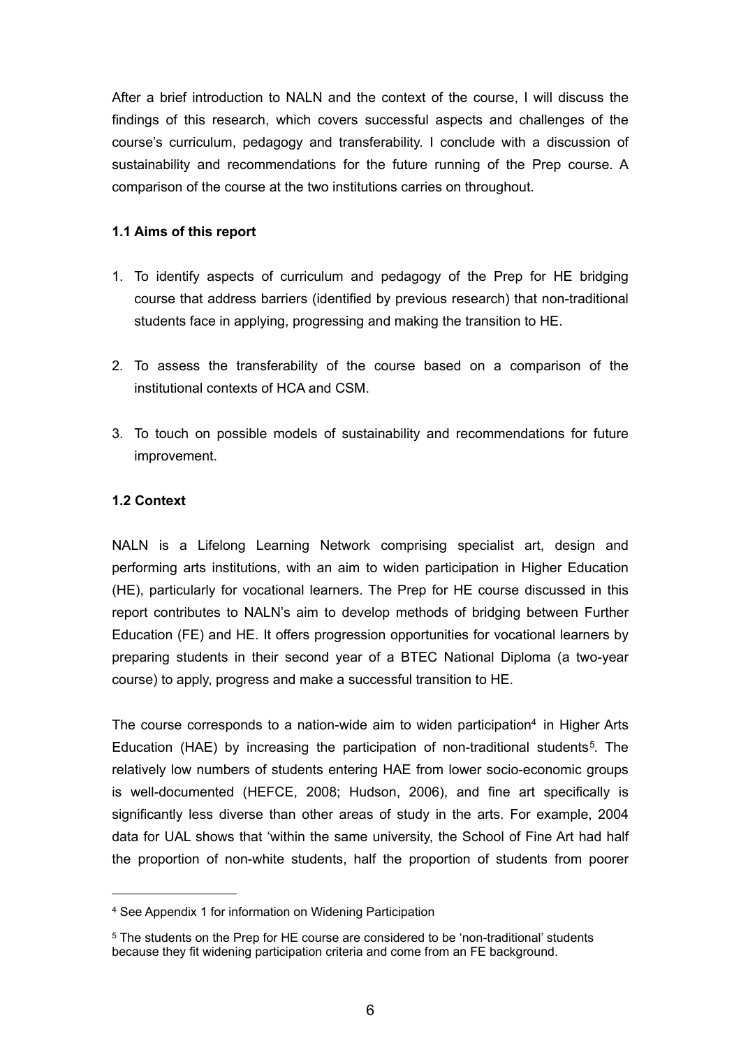After a brief introduction to NALN and the context of the course, I will discuss the findings of this research, which covers successful aspects and challenges of the course's curriculum, pedagogy and transferability. I conclude with a discussion of sustainability and recommendations for the future running of the Prep course. A comparison of the course at the two institutions carries on throughout.

### 1.1 Aims of this report

1. To identify aspects of curriculum and pedagogy of the Prep for HE bridging course that address barriers (identified by previous research) that non-traditional students face in applying, progressing and making the transition to HE.

2. To assess the transferability of the course based on a comparison of the institutional contexts of HCA and CSM.

3. To touch on possible models of sustainability and recommendations for future improvement.

### 1.2 Context

NALN is a Lifelong Learning Network comprising specialist art, design and performing arts institutions, with an aim to widen participation in Higher Education (HE), particularly for vocational learners. The Prep for HE course discussed in this report contributes to NALN's aim to develop methods of bridging between Further Education (FE) and HE. It offers progression opportunities for vocational learners by preparing students in their second year of a BTEC National Diploma (a two-year course) to apply, progress and make a successful transition to HE.

The course corresponds to a nation-wide aim to widen participation[4] in Higher Arts Education (HAE) by increasing the participation of non-traditional students[5]. The relatively low numbers of students entering HAE from lower socio-economic groups is well-documented (HEFCE, 2008; Hudson, 2006), and fine art specifically is significantly less diverse than other areas of study in the arts. For example, 2004 data for UAL shows that 'within the same university, the School of Fine Art had half the proportion of non-white students, half the proportion of students from poorer

---

[4] See Appendix 1 for information on Widening Participation

[5] The students on the Prep for HE course are considered to be 'non-traditional' students because they fit widening participation criteria and come from an FE background.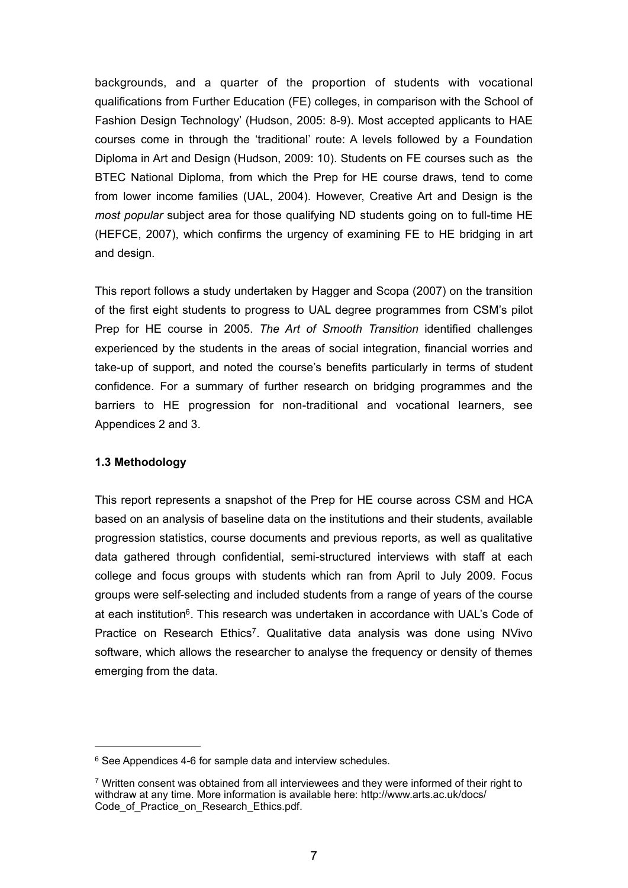backgrounds, and a quarter of the proportion of students with vocational qualifications from Further Education (FE) colleges, in comparison with the School of Fashion Design Technology' (Hudson, 2005: 8-9). Most accepted applicants to HAE courses come in through the 'traditional' route: A levels followed by a Foundation Diploma in Art and Design (Hudson, 2009: 10). Students on FE courses such as the BTEC National Diploma, from which the Prep for HE course draws, tend to come from lower income families (UAL, 2004). However, Creative Art and Design is the *most popular* subject area for those qualifying ND students going on to full-time HE (HEFCE, 2007), which confirms the urgency of examining FE to HE bridging in art and design.

This report follows a study undertaken by Hagger and Scopa (2007) on the transition of the first eight students to progress to UAL degree programmes from CSM's pilot Prep for HE course in 2005. *The Art of Smooth Transition* identified challenges experienced by the students in the areas of social integration, financial worries and take-up of support, and noted the course's benefits particularly in terms of student confidence. For a summary of further research on bridging programmes and the barriers to HE progression for non-traditional and vocational learners, see Appendices 2 and 3.

### 1.3 Methodology

This report represents a snapshot of the Prep for HE course across CSM and HCA based on an analysis of baseline data on the institutions and their students, available progression statistics, course documents and previous reports, as well as qualitative data gathered through confidential, semi-structured interviews with staff at each college and focus groups with students which ran from April to July 2009. Focus groups were self-selecting and included students from a range of years of the course at each institution[6]. This research was undertaken in accordance with UAL's Code of Practice on Research Ethics[7]. Qualitative data analysis was done using NVivo software, which allows the researcher to analyse the frequency or density of themes emerging from the data.

---

[6] See Appendices 4-6 for sample data and interview schedules.

[7] Written consent was obtained from all interviewees and they were informed of their right to withdraw at any time. More information is available here: http://www.arts.ac.uk/docs/Code_of_Practice_on_Research_Ethics.pdf.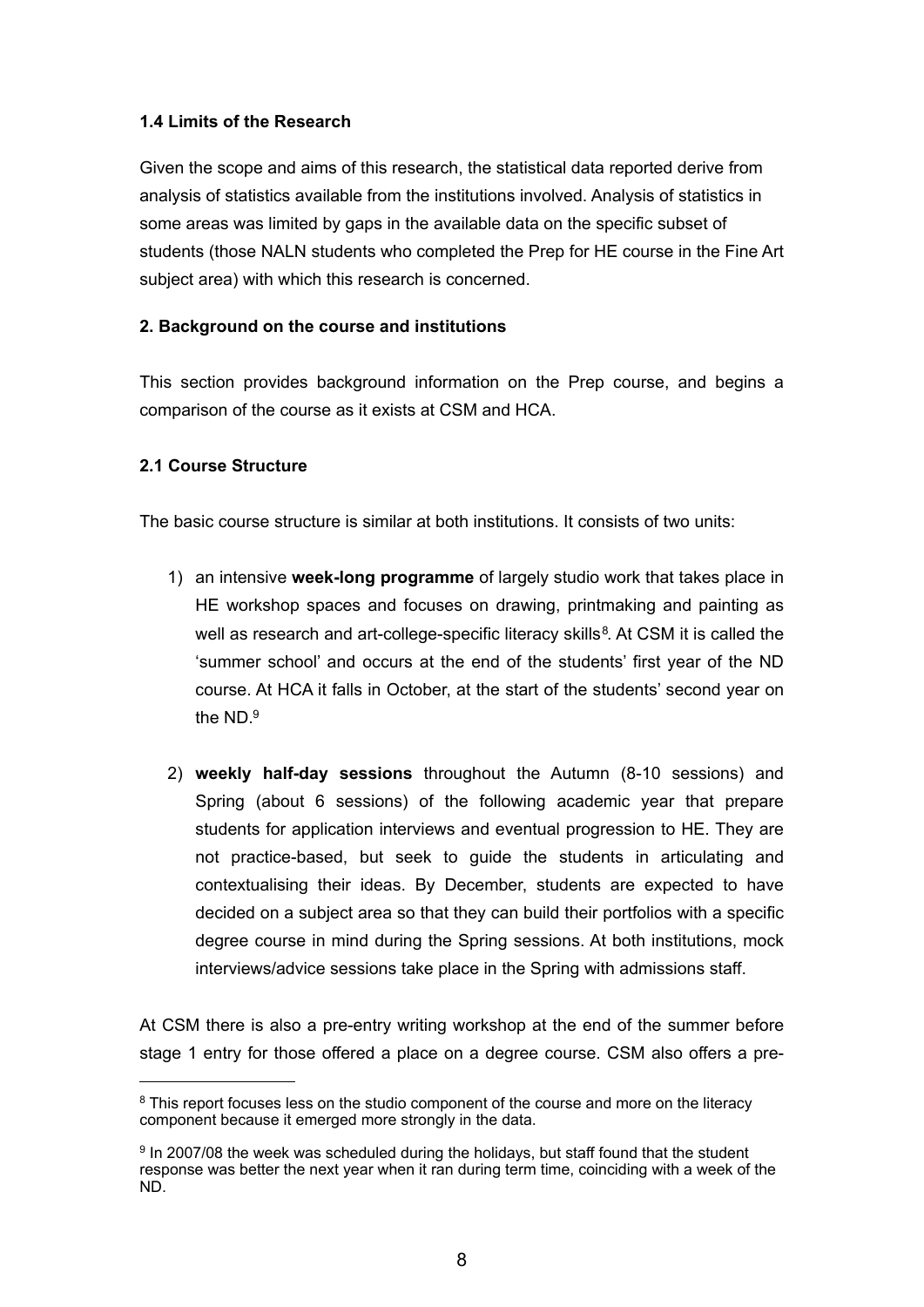### 1.4 Limits of the Research

Given the scope and aims of this research, the statistical data reported derive from analysis of statistics available from the institutions involved. Analysis of statistics in some areas was limited by gaps in the available data on the specific subset of students (those NALN students who completed the Prep for HE course in the Fine Art subject area) with which this research is concerned.

## 2. Background on the course and institutions

This section provides background information on the Prep course, and begins a comparison of the course as it exists at CSM and HCA.

### 2.1 Course Structure

The basic course structure is similar at both institutions. It consists of two units:

1) an intensive **week-long programme** of largely studio work that takes place in HE workshop spaces and focuses on drawing, printmaking and painting as well as research and art-college-specific literacy skills[8]. At CSM it is called the 'summer school' and occurs at the end of the students' first year of the ND course. At HCA it falls in October, at the start of the students' second year on the ND.[9]

2) **weekly half-day sessions** throughout the Autumn (8-10 sessions) and Spring (about 6 sessions) of the following academic year that prepare students for application interviews and eventual progression to HE. They are not practice-based, but seek to guide the students in articulating and contextualising their ideas. By December, students are expected to have decided on a subject area so that they can build their portfolios with a specific degree course in mind during the Spring sessions. At both institutions, mock interviews/advice sessions take place in the Spring with admissions staff.

At CSM there is also a pre-entry writing workshop at the end of the summer before stage 1 entry for those offered a place on a degree course. CSM also offers a pre-

---

[8] This report focuses less on the studio component of the course and more on the literacy component because it emerged more strongly in the data.

[9] In 2007/08 the week was scheduled during the holidays, but staff found that the student response was better the next year when it ran during term time, coinciding with a week of the ND.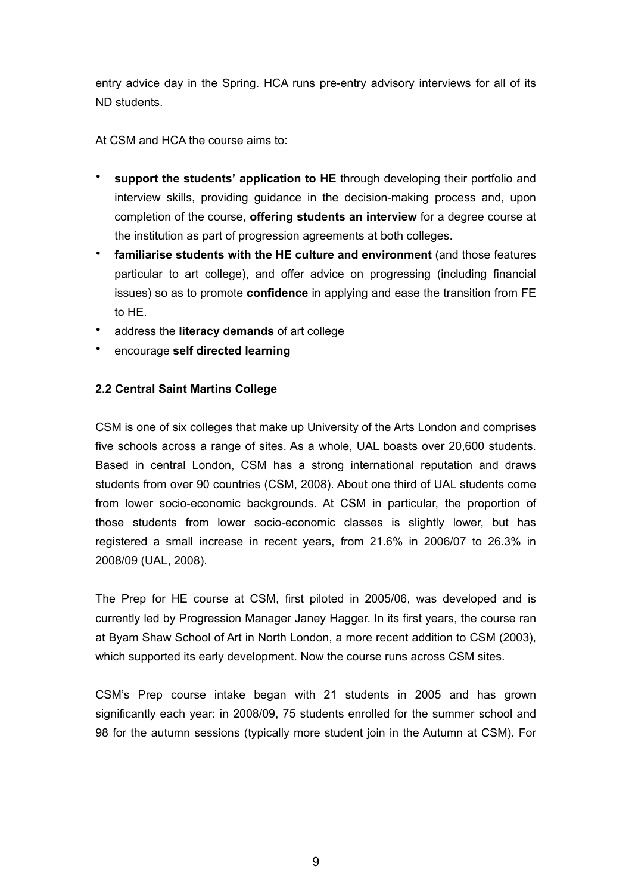entry advice day in the Spring. HCA runs pre-entry advisory interviews for all of its ND students.

At CSM and HCA the course aims to:

- **support the students' application to HE** through developing their portfolio and interview skills, providing guidance in the decision-making process and, upon completion of the course, **offering students an interview** for a degree course at the institution as part of progression agreements at both colleges.
- **familiarise students with the HE culture and environment** (and those features particular to art college), and offer advice on progressing (including financial issues) so as to promote **confidence** in applying and ease the transition from FE to HE.
- address the **literacy demands** of art college
- encourage **self directed learning**

### 2.2 Central Saint Martins College

CSM is one of six colleges that make up University of the Arts London and comprises five schools across a range of sites. As a whole, UAL boasts over 20,600 students. Based in central London, CSM has a strong international reputation and draws students from over 90 countries (CSM, 2008). About one third of UAL students come from lower socio-economic backgrounds. At CSM in particular, the proportion of those students from lower socio-economic classes is slightly lower, but has registered a small increase in recent years, from 21.6% in 2006/07 to 26.3% in 2008/09 (UAL, 2008).

The Prep for HE course at CSM, first piloted in 2005/06, was developed and is currently led by Progression Manager Janey Hagger. In its first years, the course ran at Byam Shaw School of Art in North London, a more recent addition to CSM (2003), which supported its early development. Now the course runs across CSM sites.

CSM's Prep course intake began with 21 students in 2005 and has grown significantly each year: in 2008/09, 75 students enrolled for the summer school and 98 for the autumn sessions (typically more student join in the Autumn at CSM). For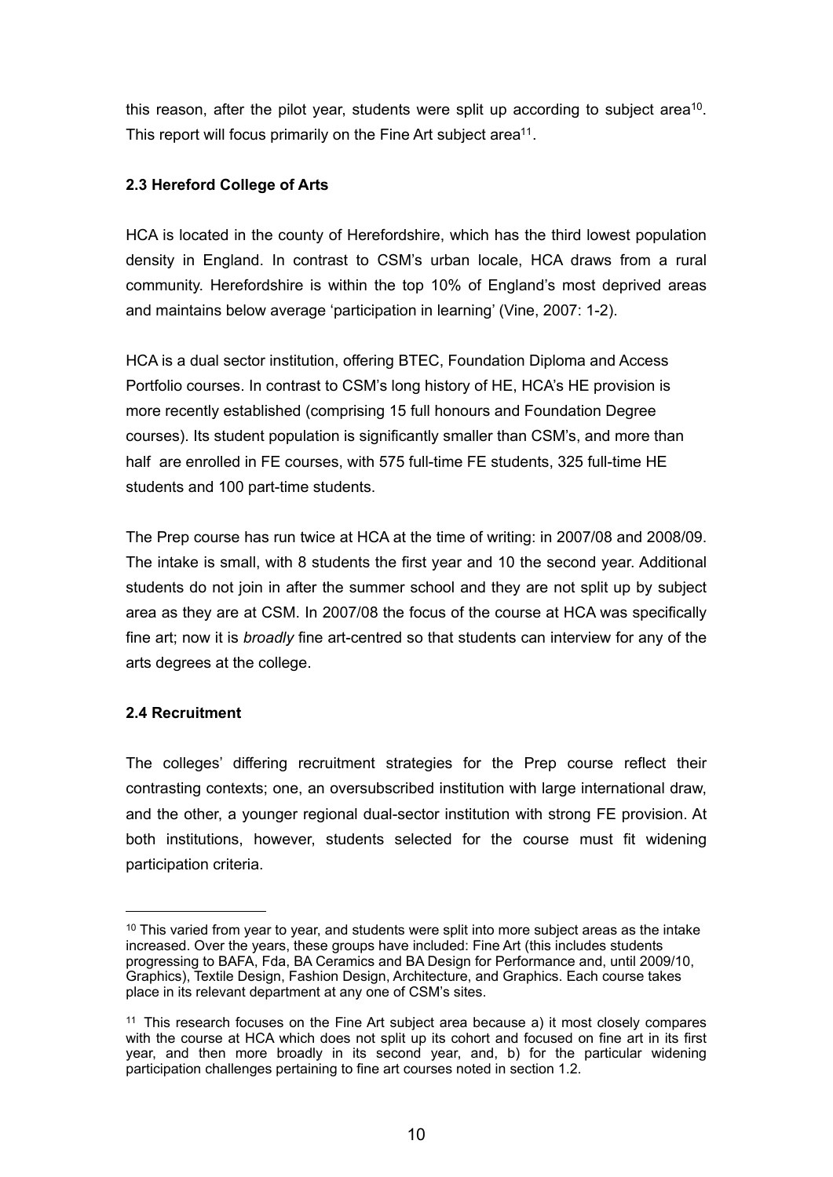this reason, after the pilot year, students were split up according to subject area[10]. This report will focus primarily on the Fine Art subject area[11].

### 2.3 Hereford College of Arts

HCA is located in the county of Herefordshire, which has the third lowest population density in England. In contrast to CSM's urban locale, HCA draws from a rural community. Herefordshire is within the top 10% of England's most deprived areas and maintains below average 'participation in learning' (Vine, 2007: 1-2).

HCA is a dual sector institution, offering BTEC, Foundation Diploma and Access Portfolio courses. In contrast to CSM's long history of HE, HCA's HE provision is more recently established (comprising 15 full honours and Foundation Degree courses). Its student population is significantly smaller than CSM's, and more than half are enrolled in FE courses, with 575 full-time FE students, 325 full-time HE students and 100 part-time students.

The Prep course has run twice at HCA at the time of writing: in 2007/08 and 2008/09. The intake is small, with 8 students the first year and 10 the second year. Additional students do not join in after the summer school and they are not split up by subject area as they are at CSM. In 2007/08 the focus of the course at HCA was specifically fine art; now it is *broadly* fine art-centred so that students can interview for any of the arts degrees at the college.

### 2.4 Recruitment

The colleges' differing recruitment strategies for the Prep course reflect their contrasting contexts; one, an oversubscribed institution with large international draw, and the other, a younger regional dual-sector institution with strong FE provision. At both institutions, however, students selected for the course must fit widening participation criteria.

---

[10] This varied from year to year, and students were split into more subject areas as the intake increased. Over the years, these groups have included: Fine Art (this includes students progressing to BAFA, Fda, BA Ceramics and BA Design for Performance and, until 2009/10, Graphics), Textile Design, Fashion Design, Architecture, and Graphics. Each course takes place in its relevant department at any one of CSM's sites.

[11] This research focuses on the Fine Art subject area because a) it most closely compares with the course at HCA which does not split up its cohort and focused on fine art in its first year, and then more broadly in its second year, and, b) for the particular widening participation challenges pertaining to fine art courses noted in section 1.2.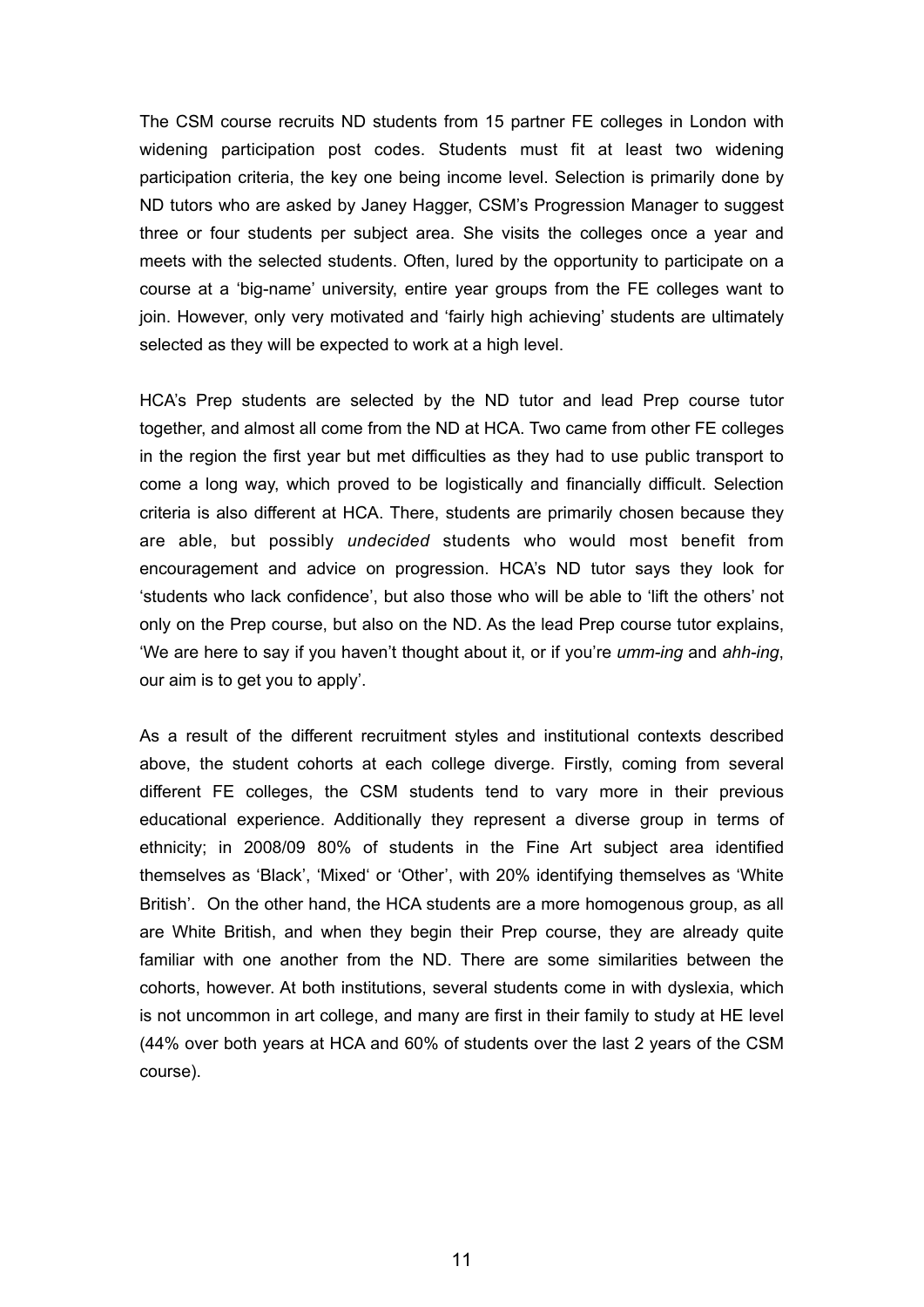The CSM course recruits ND students from 15 partner FE colleges in London with widening participation post codes. Students must fit at least two widening participation criteria, the key one being income level. Selection is primarily done by ND tutors who are asked by Janey Hagger, CSM's Progression Manager to suggest three or four students per subject area. She visits the colleges once a year and meets with the selected students. Often, lured by the opportunity to participate on a course at a 'big-name' university, entire year groups from the FE colleges want to join. However, only very motivated and 'fairly high achieving' students are ultimately selected as they will be expected to work at a high level.

HCA's Prep students are selected by the ND tutor and lead Prep course tutor together, and almost all come from the ND at HCA. Two came from other FE colleges in the region the first year but met difficulties as they had to use public transport to come a long way, which proved to be logistically and financially difficult. Selection criteria is also different at HCA. There, students are primarily chosen because they are able, but possibly *undecided* students who would most benefit from encouragement and advice on progression. HCA's ND tutor says they look for 'students who lack confidence', but also those who will be able to 'lift the others' not only on the Prep course, but also on the ND. As the lead Prep course tutor explains, 'We are here to say if you haven't thought about it, or if you're *umm-ing* and *ahh-ing*, our aim is to get you to apply'.

As a result of the different recruitment styles and institutional contexts described above, the student cohorts at each college diverge. Firstly, coming from several different FE colleges, the CSM students tend to vary more in their previous educational experience. Additionally they represent a diverse group in terms of ethnicity; in 2008/09 80% of students in the Fine Art subject area identified themselves as 'Black', 'Mixed' or 'Other', with 20% identifying themselves as 'White British'. On the other hand, the HCA students are a more homogenous group, as all are White British, and when they begin their Prep course, they are already quite familiar with one another from the ND. There are some similarities between the cohorts, however. At both institutions, several students come in with dyslexia, which is not uncommon in art college, and many are first in their family to study at HE level (44% over both years at HCA and 60% of students over the last 2 years of the CSM course).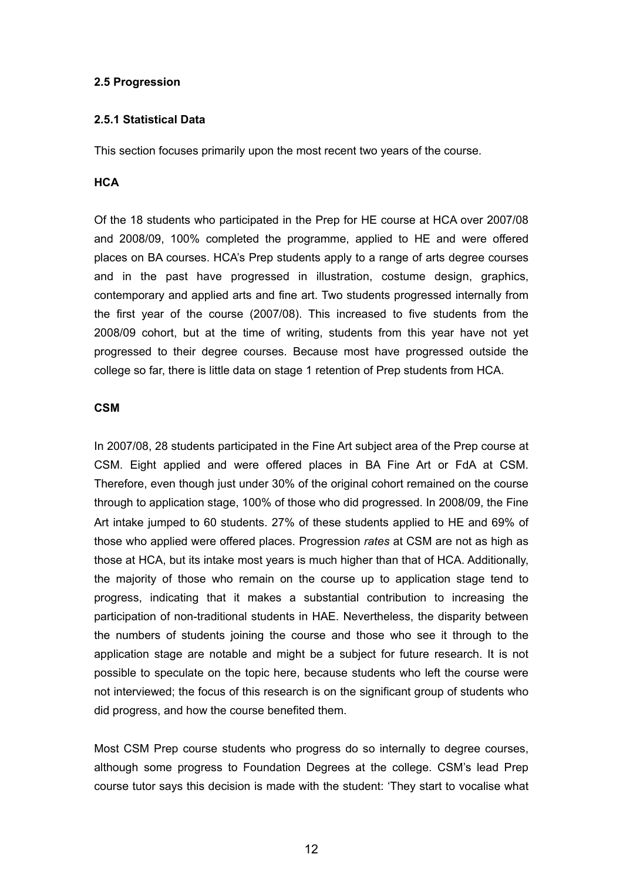### 2.5 Progression

#### 2.5.1 Statistical Data

This section focuses primarily upon the most recent two years of the course.

**HCA**

Of the 18 students who participated in the Prep for HE course at HCA over 2007/08 and 2008/09, 100% completed the programme, applied to HE and were offered places on BA courses. HCA's Prep students apply to a range of arts degree courses and in the past have progressed in illustration, costume design, graphics, contemporary and applied arts and fine art. Two students progressed internally from the first year of the course (2007/08). This increased to five students from the 2008/09 cohort, but at the time of writing, students from this year have not yet progressed to their degree courses. Because most have progressed outside the college so far, there is little data on stage 1 retention of Prep students from HCA.

**CSM**

In 2007/08, 28 students participated in the Fine Art subject area of the Prep course at CSM. Eight applied and were offered places in BA Fine Art or FdA at CSM. Therefore, even though just under 30% of the original cohort remained on the course through to application stage, 100% of those who did progressed. In 2008/09, the Fine Art intake jumped to 60 students. 27% of these students applied to HE and 69% of those who applied were offered places. Progression *rates* at CSM are not as high as those at HCA, but its intake most years is much higher than that of HCA. Additionally, the majority of those who remain on the course up to application stage tend to progress, indicating that it makes a substantial contribution to increasing the participation of non-traditional students in HAE. Nevertheless, the disparity between the numbers of students joining the course and those who see it through to the application stage are notable and might be a subject for future research. It is not possible to speculate on the topic here, because students who left the course were not interviewed; the focus of this research is on the significant group of students who did progress, and how the course benefited them.

Most CSM Prep course students who progress do so internally to degree courses, although some progress to Foundation Degrees at the college. CSM's lead Prep course tutor says this decision is made with the student: 'They start to vocalise what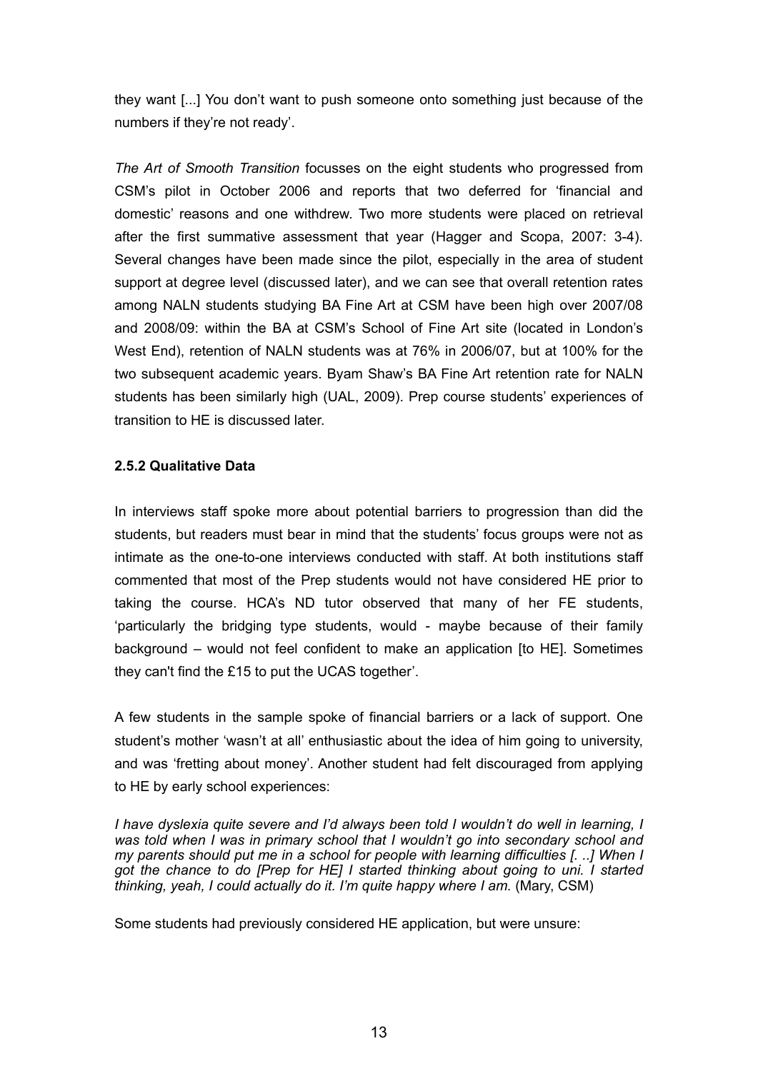they want [...] You don't want to push someone onto something just because of the numbers if they're not ready'.

*The Art of Smooth Transition* focusses on the eight students who progressed from CSM's pilot in October 2006 and reports that two deferred for 'financial and domestic' reasons and one withdrew. Two more students were placed on retrieval after the first summative assessment that year (Hagger and Scopa, 2007: 3-4). Several changes have been made since the pilot, especially in the area of student support at degree level (discussed later), and we can see that overall retention rates among NALN students studying BA Fine Art at CSM have been high over 2007/08 and 2008/09: within the BA at CSM's School of Fine Art site (located in London's West End), retention of NALN students was at 76% in 2006/07, but at 100% for the two subsequent academic years. Byam Shaw's BA Fine Art retention rate for NALN students has been similarly high (UAL, 2009). Prep course students' experiences of transition to HE is discussed later.

### 2.5.2 Qualitative Data

In interviews staff spoke more about potential barriers to progression than did the students, but readers must bear in mind that the students' focus groups were not as intimate as the one-to-one interviews conducted with staff. At both institutions staff commented that most of the Prep students would not have considered HE prior to taking the course. HCA's ND tutor observed that many of her FE students, 'particularly the bridging type students, would - maybe because of their family background – would not feel confident to make an application [to HE]. Sometimes they can't find the £15 to put the UCAS together'.

A few students in the sample spoke of financial barriers or a lack of support. One student's mother 'wasn't at all' enthusiastic about the idea of him going to university, and was 'fretting about money'. Another student had felt discouraged from applying to HE by early school experiences:

*I have dyslexia quite severe and I'd always been told I wouldn't do well in learning, I was told when I was in primary school that I wouldn't go into secondary school and my parents should put me in a school for people with learning difficulties [. ..] When I got the chance to do [Prep for HE] I started thinking about going to uni. I started thinking, yeah, I could actually do it. I'm quite happy where I am.* (Mary, CSM)

Some students had previously considered HE application, but were unsure: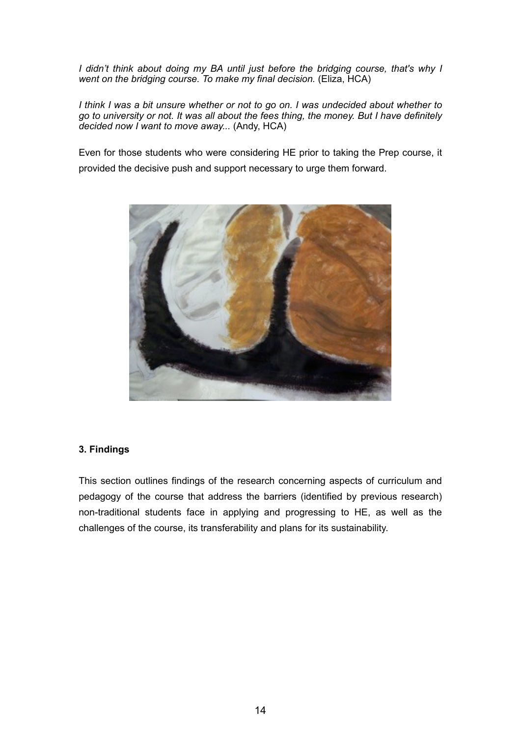*I didn't think about doing my BA until just before the bridging course, that's why I went on the bridging course. To make my final decision.* (Eliza, HCA)

*I think I was a bit unsure whether or not to go on. I was undecided about whether to go to university or not. It was all about the fees thing, the money. But I have definitely decided now I want to move away...* (Andy, HCA)

Even for those students who were considering HE prior to taking the Prep course, it provided the decisive push and support necessary to urge them forward.

### 3. Findings

This section outlines findings of the research concerning aspects of curriculum and pedagogy of the course that address the barriers (identified by previous research) non-traditional students face in applying and progressing to HE, as well as the challenges of the course, its transferability and plans for its sustainability.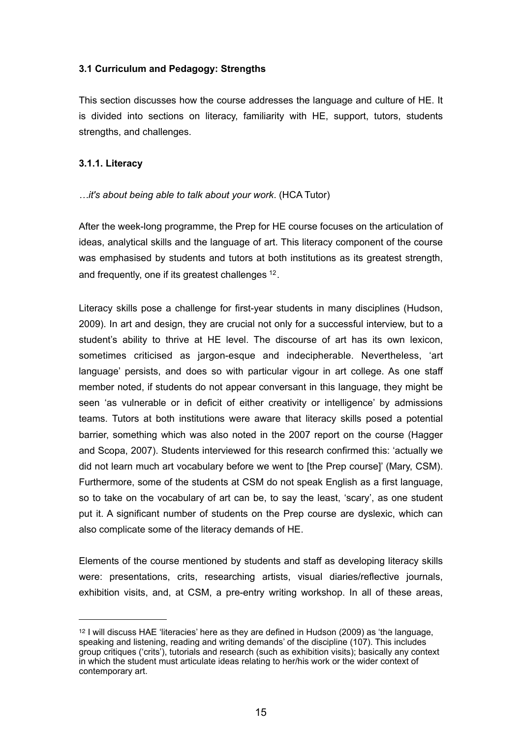### 3.1 Curriculum and Pedagogy: Strengths

This section discusses how the course addresses the language and culture of HE. It is divided into sections on literacy, familiarity with HE, support, tutors, students strengths, and challenges.

#### 3.1.1. Literacy

*…it's about being able to talk about your work*. (HCA Tutor)

After the week-long programme, the Prep for HE course focuses on the articulation of ideas, analytical skills and the language of art. This literacy component of the course was emphasised by students and tutors at both institutions as its greatest strength, and frequently, one if its greatest challenges [12].

Literacy skills pose a challenge for first-year students in many disciplines (Hudson, 2009). In art and design, they are crucial not only for a successful interview, but to a student's ability to thrive at HE level. The discourse of art has its own lexicon, sometimes criticised as jargon-esque and indecipherable. Nevertheless, 'art language' persists, and does so with particular vigour in art college. As one staff member noted, if students do not appear conversant in this language, they might be seen 'as vulnerable or in deficit of either creativity or intelligence' by admissions teams. Tutors at both institutions were aware that literacy skills posed a potential barrier, something which was also noted in the 2007 report on the course (Hagger and Scopa, 2007). Students interviewed for this research confirmed this: 'actually we did not learn much art vocabulary before we went to [the Prep course]' (Mary, CSM). Furthermore, some of the students at CSM do not speak English as a first language, so to take on the vocabulary of art can be, to say the least, 'scary', as one student put it. A significant number of students on the Prep course are dyslexic, which can also complicate some of the literacy demands of HE.

Elements of the course mentioned by students and staff as developing literacy skills were: presentations, crits, researching artists, visual diaries/reflective journals, exhibition visits, and, at CSM, a pre-entry writing workshop. In all of these areas,

---

[12] I will discuss HAE 'literacies' here as they are defined in Hudson (2009) as 'the language, speaking and listening, reading and writing demands' of the discipline (107). This includes group critiques ('crits'), tutorials and research (such as exhibition visits); basically any context in which the student must articulate ideas relating to her/his work or the wider context of contemporary art.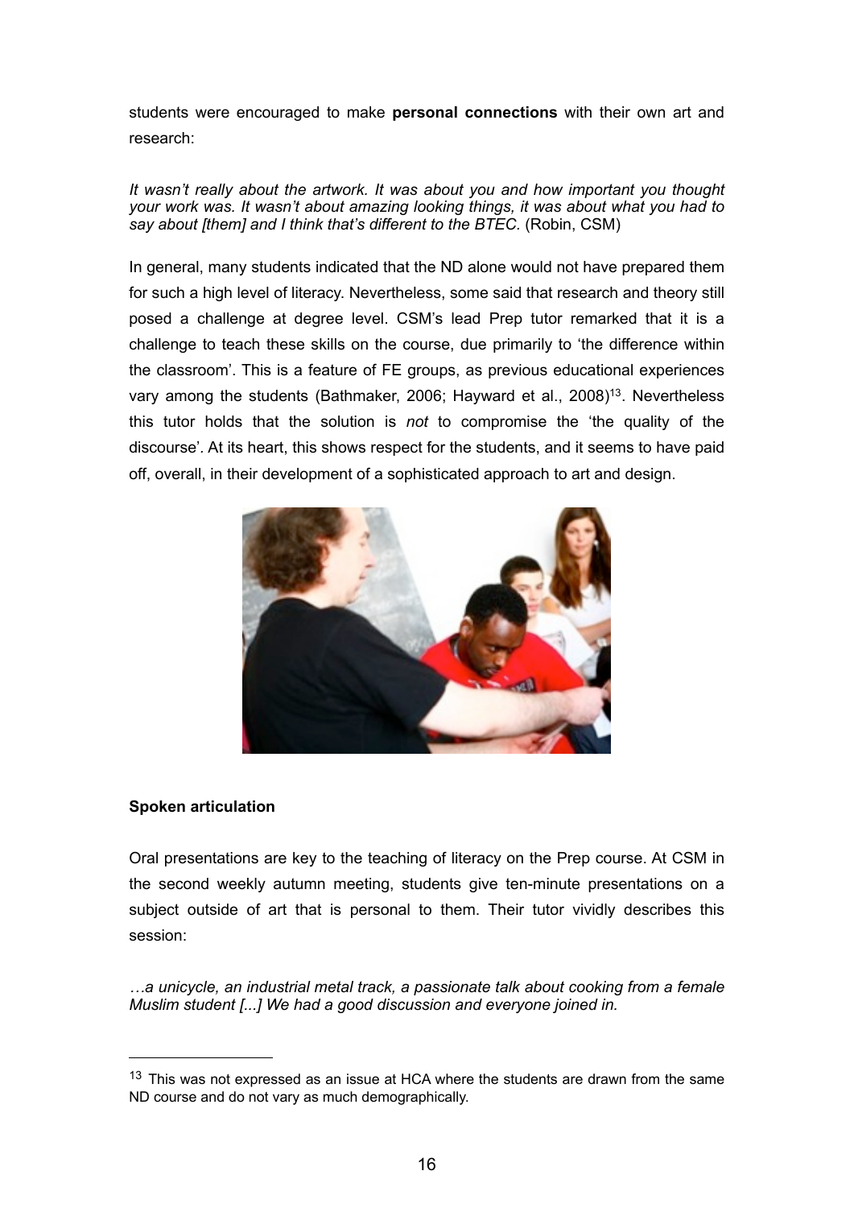students were encouraged to make **personal connections** with their own art and research:

*It wasn't really about the artwork. It was about you and how important you thought your work was. It wasn't about amazing looking things, it was about what you had to say about [them] and I think that's different to the BTEC.* (Robin, CSM)

In general, many students indicated that the ND alone would not have prepared them for such a high level of literacy. Nevertheless, some said that research and theory still posed a challenge at degree level. CSM's lead Prep tutor remarked that it is a challenge to teach these skills on the course, due primarily to 'the difference within the classroom'. This is a feature of FE groups, as previous educational experiences vary among the students (Bathmaker, 2006; Hayward et al., 2008)[13]. Nevertheless this tutor holds that the solution is *not* to compromise the 'the quality of the discourse'. At its heart, this shows respect for the students, and it seems to have paid off, overall, in their development of a sophisticated approach to art and design.

**Spoken articulation**

Oral presentations are key to the teaching of literacy on the Prep course. At CSM in the second weekly autumn meeting, students give ten-minute presentations on a subject outside of art that is personal to them. Their tutor vividly describes this session:

*…a unicycle, an industrial metal track, a passionate talk about cooking from a female Muslim student [...] We had a good discussion and everyone joined in.*

---

[13] This was not expressed as an issue at HCA where the students are drawn from the same ND course and do not vary as much demographically.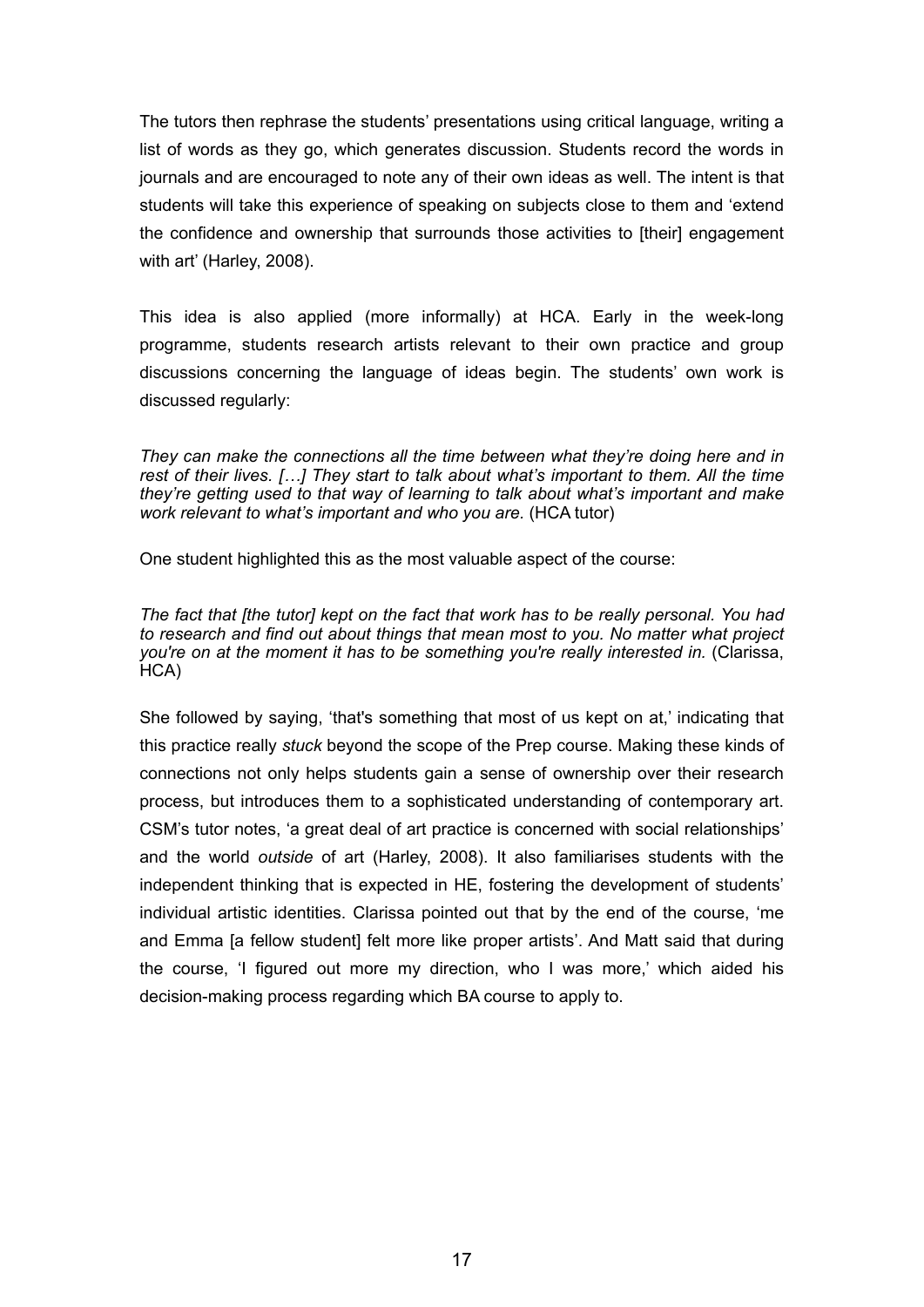The tutors then rephrase the students' presentations using critical language, writing a list of words as they go, which generates discussion. Students record the words in journals and are encouraged to note any of their own ideas as well. The intent is that students will take this experience of speaking on subjects close to them and 'extend the confidence and ownership that surrounds those activities to [their] engagement with art' (Harley, 2008).

This idea is also applied (more informally) at HCA. Early in the week-long programme, students research artists relevant to their own practice and group discussions concerning the language of ideas begin. The students' own work is discussed regularly:

*They can make the connections all the time between what they're doing here and in rest of their lives. […] They start to talk about what's important to them. All the time they're getting used to that way of learning to talk about what's important and make work relevant to what's important and who you are.* (HCA tutor)

One student highlighted this as the most valuable aspect of the course:

*The fact that [the tutor] kept on the fact that work has to be really personal. You had to research and find out about things that mean most to you. No matter what project you're on at the moment it has to be something you're really interested in.* (Clarissa, HCA)

She followed by saying, 'that's something that most of us kept on at,' indicating that this practice really *stuck* beyond the scope of the Prep course. Making these kinds of connections not only helps students gain a sense of ownership over their research process, but introduces them to a sophisticated understanding of contemporary art. CSM's tutor notes, 'a great deal of art practice is concerned with social relationships' and the world *outside* of art (Harley, 2008). It also familiarises students with the independent thinking that is expected in HE, fostering the development of students' individual artistic identities. Clarissa pointed out that by the end of the course, 'me and Emma [a fellow student] felt more like proper artists'. And Matt said that during the course, 'I figured out more my direction, who I was more,' which aided his decision-making process regarding which BA course to apply to.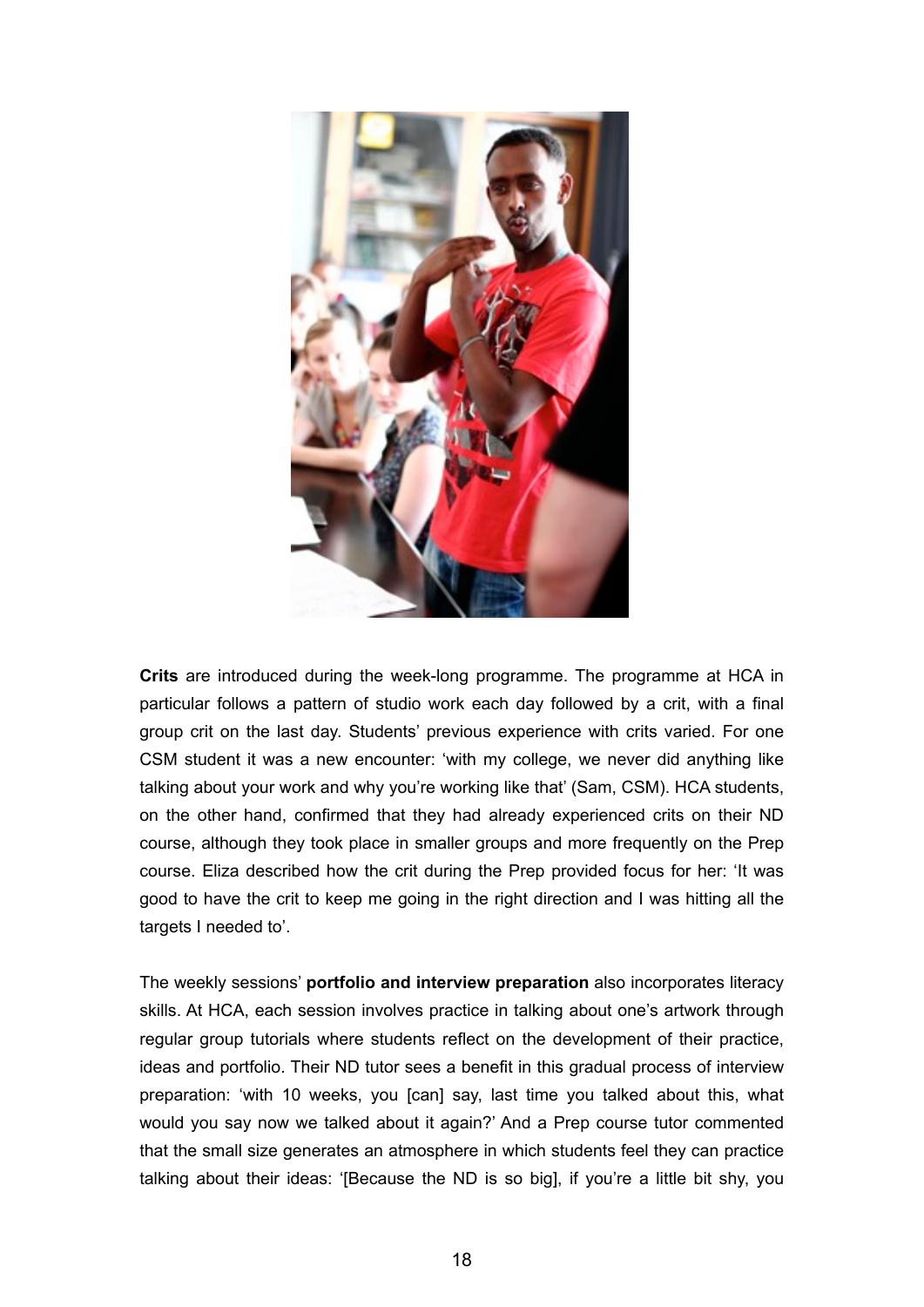**Crits** are introduced during the week-long programme. The programme at HCA in particular follows a pattern of studio work each day followed by a crit, with a final group crit on the last day. Students' previous experience with crits varied. For one CSM student it was a new encounter: 'with my college, we never did anything like talking about your work and why you're working like that' (Sam, CSM). HCA students, on the other hand, confirmed that they had already experienced crits on their ND course, although they took place in smaller groups and more frequently on the Prep course. Eliza described how the crit during the Prep provided focus for her: 'It was good to have the crit to keep me going in the right direction and I was hitting all the targets I needed to'.

The weekly sessions' **portfolio and interview preparation** also incorporates literacy skills. At HCA, each session involves practice in talking about one's artwork through regular group tutorials where students reflect on the development of their practice, ideas and portfolio. Their ND tutor sees a benefit in this gradual process of interview preparation: 'with 10 weeks, you [can] say, last time you talked about this, what would you say now we talked about it again?' And a Prep course tutor commented that the small size generates an atmosphere in which students feel they can practice talking about their ideas: '[Because the ND is so big], if you're a little bit shy, you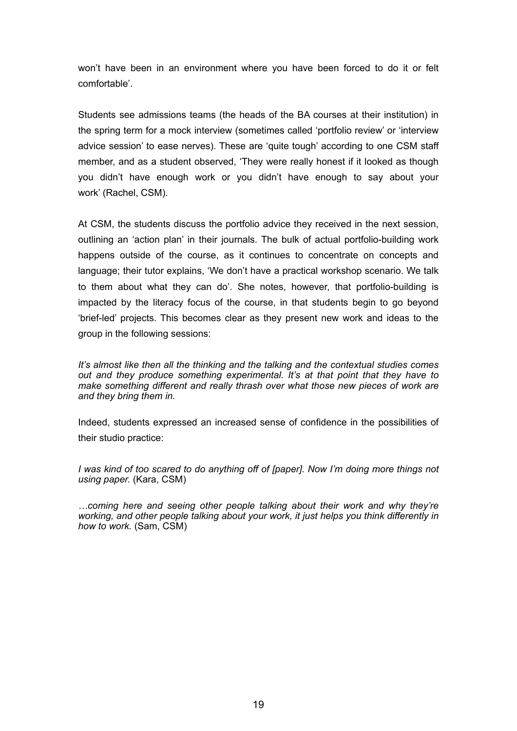won't have been in an environment where you have been forced to do it or felt comfortable'.

Students see admissions teams (the heads of the BA courses at their institution) in the spring term for a mock interview (sometimes called 'portfolio review' or 'interview advice session' to ease nerves). These are 'quite tough' according to one CSM staff member, and as a student observed, 'They were really honest if it looked as though you didn't have enough work or you didn't have enough to say about your work' (Rachel, CSM).

At CSM, the students discuss the portfolio advice they received in the next session, outlining an 'action plan' in their journals. The bulk of actual portfolio-building work happens outside of the course, as it continues to concentrate on concepts and language; their tutor explains, 'We don't have a practical workshop scenario. We talk to them about what they can do'. She notes, however, that portfolio-building is impacted by the literacy focus of the course, in that students begin to go beyond 'brief-led' projects. This becomes clear as they present new work and ideas to the group in the following sessions:

*It's almost like then all the thinking and the talking and the contextual studies comes out and they produce something experimental. It's at that point that they have to make something different and really thrash over what those new pieces of work are and they bring them in.*

Indeed, students expressed an increased sense of confidence in the possibilities of their studio practice:

*I was kind of too scared to do anything off of [paper]. Now I'm doing more things not using paper.* (Kara, CSM)

*…coming here and seeing other people talking about their work and why they're working, and other people talking about your work, it just helps you think differently in how to work.* (Sam, CSM)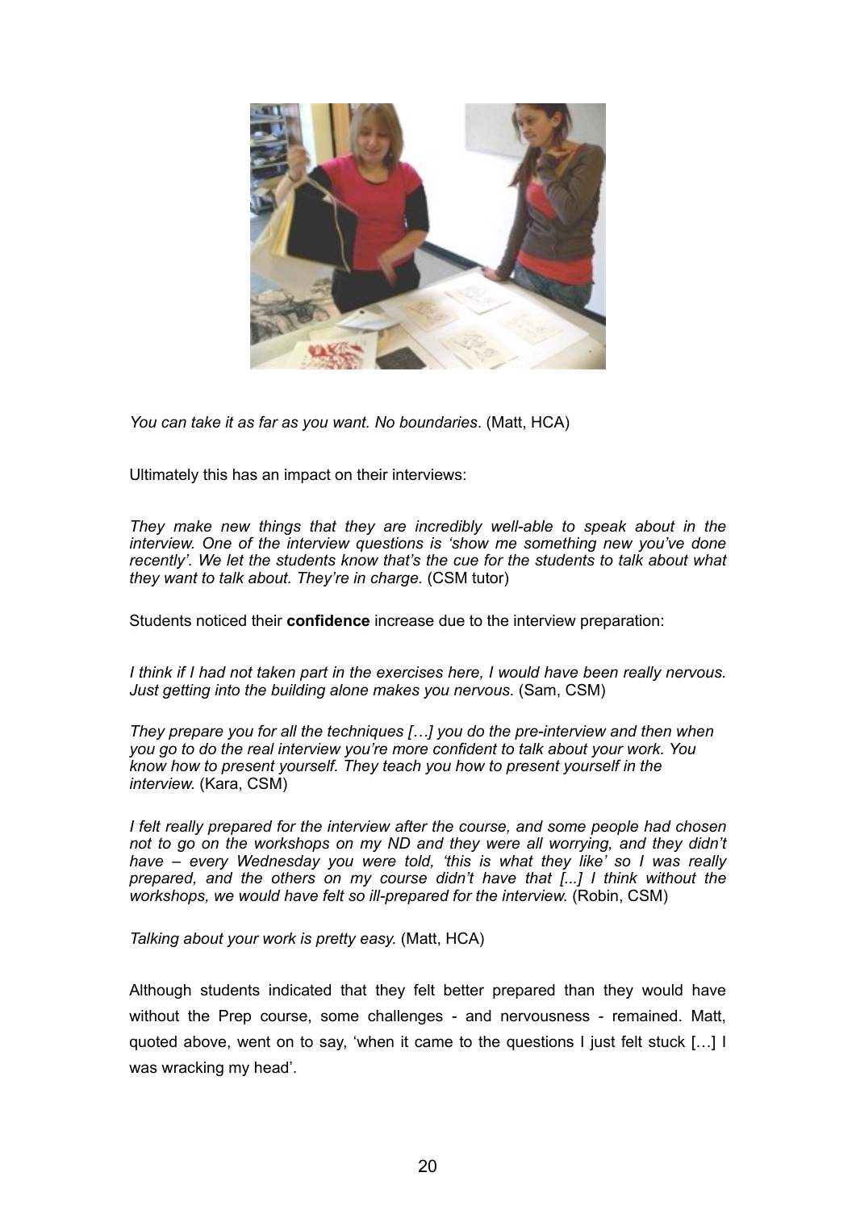*You can take it as far as you want. No boundaries*. (Matt, HCA)

Ultimately this has an impact on their interviews:

*They make new things that they are incredibly well-able to speak about in the interview. One of the interview questions is 'show me something new you've done recently'. We let the students know that's the cue for the students to talk about what they want to talk about. They're in charge.* (CSM tutor)

Students noticed their **confidence** increase due to the interview preparation:

*I think if I had not taken part in the exercises here, I would have been really nervous. Just getting into the building alone makes you nervous.* (Sam, CSM)

*They prepare you for all the techniques […] you do the pre-interview and then when you go to do the real interview you're more confident to talk about your work. You know how to present yourself. They teach you how to present yourself in the interview.* (Kara, CSM)

*I felt really prepared for the interview after the course, and some people had chosen not to go on the workshops on my ND and they were all worrying, and they didn't have – every Wednesday you were told, 'this is what they like' so I was really prepared, and the others on my course didn't have that [...] I think without the workshops, we would have felt so ill-prepared for the interview.* (Robin, CSM)

*Talking about your work is pretty easy.* (Matt, HCA)

Although students indicated that they felt better prepared than they would have without the Prep course, some challenges - and nervousness - remained. Matt, quoted above, went on to say, 'when it came to the questions I just felt stuck […] I was wracking my head'.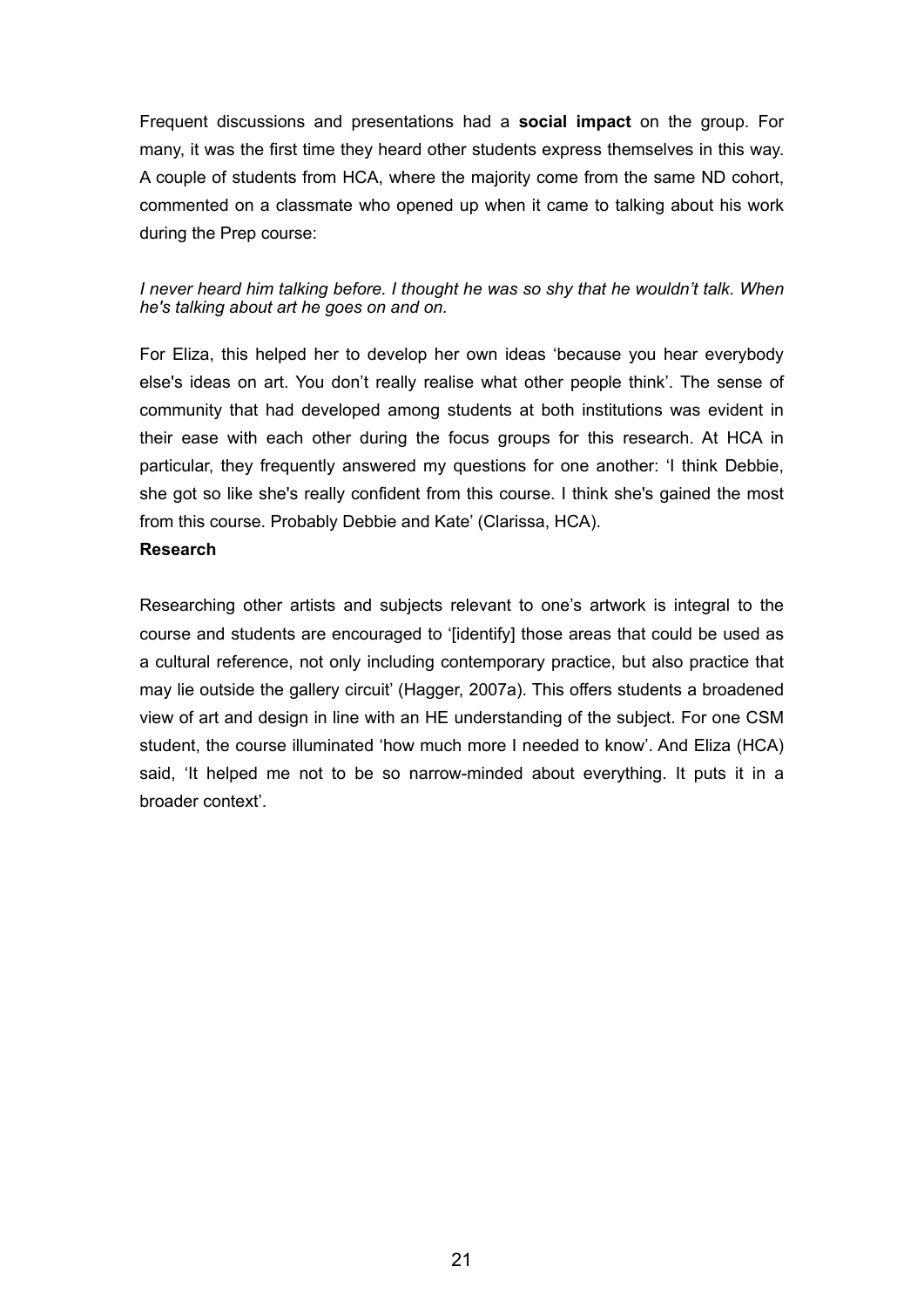Frequent discussions and presentations had a **social impact** on the group. For many, it was the first time they heard other students express themselves in this way. A couple of students from HCA, where the majority come from the same ND cohort, commented on a classmate who opened up when it came to talking about his work during the Prep course:

*I never heard him talking before. I thought he was so shy that he wouldn't talk. When he's talking about art he goes on and on.*

For Eliza, this helped her to develop her own ideas 'because you hear everybody else's ideas on art. You don't really realise what other people think'. The sense of community that had developed among students at both institutions was evident in their ease with each other during the focus groups for this research. At HCA in particular, they frequently answered my questions for one another: 'I think Debbie, she got so like she's really confident from this course. I think she's gained the most from this course. Probably Debbie and Kate' (Clarissa, HCA).

**Research**

Researching other artists and subjects relevant to one's artwork is integral to the course and students are encouraged to '[identify] those areas that could be used as a cultural reference, not only including contemporary practice, but also practice that may lie outside the gallery circuit' (Hagger, 2007a). This offers students a broadened view of art and design in line with an HE understanding of the subject. For one CSM student, the course illuminated 'how much more I needed to know'. And Eliza (HCA) said, 'It helped me not to be so narrow-minded about everything. It puts it in a broader context'.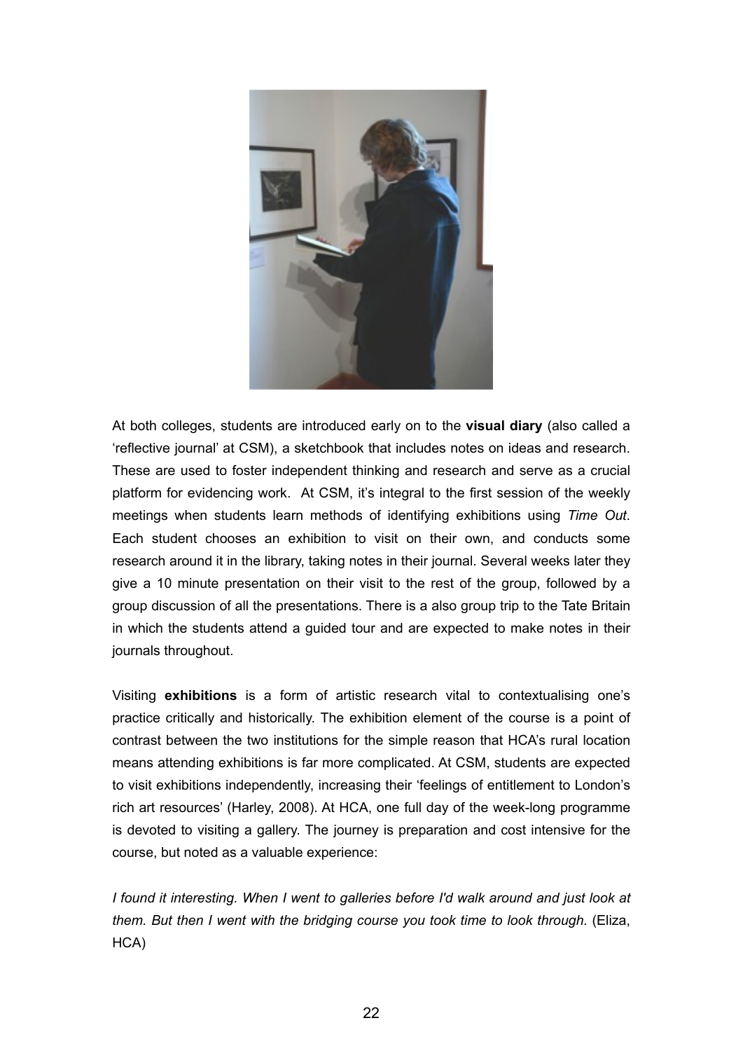At both colleges, students are introduced early on to the **visual diary** (also called a 'reflective journal' at CSM), a sketchbook that includes notes on ideas and research. These are used to foster independent thinking and research and serve as a crucial platform for evidencing work. At CSM, it's integral to the first session of the weekly meetings when students learn methods of identifying exhibitions using *Time Out*. Each student chooses an exhibition to visit on their own, and conducts some research around it in the library, taking notes in their journal. Several weeks later they give a 10 minute presentation on their visit to the rest of the group, followed by a group discussion of all the presentations. There is a also group trip to the Tate Britain in which the students attend a guided tour and are expected to make notes in their journals throughout.

Visiting **exhibitions** is a form of artistic research vital to contextualising one's practice critically and historically. The exhibition element of the course is a point of contrast between the two institutions for the simple reason that HCA's rural location means attending exhibitions is far more complicated. At CSM, students are expected to visit exhibitions independently, increasing their 'feelings of entitlement to London's rich art resources' (Harley, 2008). At HCA, one full day of the week-long programme is devoted to visiting a gallery. The journey is preparation and cost intensive for the course, but noted as a valuable experience:

*I found it interesting. When I went to galleries before I'd walk around and just look at them. But then I went with the bridging course you took time to look through.* (Eliza, HCA)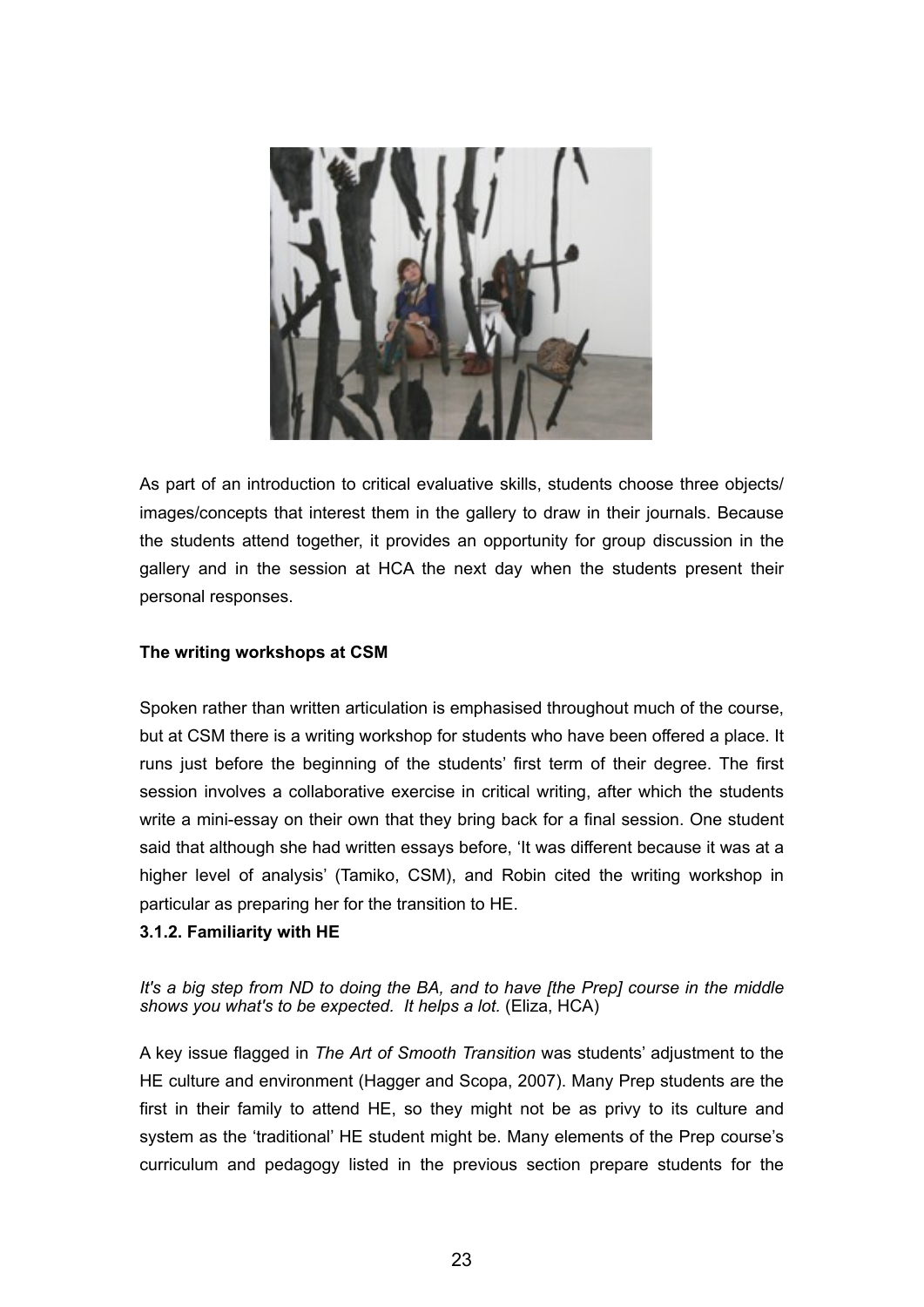As part of an introduction to critical evaluative skills, students choose three objects/images/concepts that interest them in the gallery to draw in their journals. Because the students attend together, it provides an opportunity for group discussion in the gallery and in the session at HCA the next day when the students present their personal responses.

**The writing workshops at CSM**

Spoken rather than written articulation is emphasised throughout much of the course, but at CSM there is a writing workshop for students who have been offered a place. It runs just before the beginning of the students' first term of their degree. The first session involves a collaborative exercise in critical writing, after which the students write a mini-essay on their own that they bring back for a final session. One student said that although she had written essays before, 'It was different because it was at a higher level of analysis' (Tamiko, CSM), and Robin cited the writing workshop in particular as preparing her for the transition to HE.

### 3.1.2. Familiarity with HE

*It's a big step from ND to doing the BA, and to have [the Prep] course in the middle shows you what's to be expected. It helps a lot.* (Eliza, HCA)

A key issue flagged in *The Art of Smooth Transition* was students' adjustment to the HE culture and environment (Hagger and Scopa, 2007). Many Prep students are the first in their family to attend HE, so they might not be as privy to its culture and system as the 'traditional' HE student might be. Many elements of the Prep course's curriculum and pedagogy listed in the previous section prepare students for the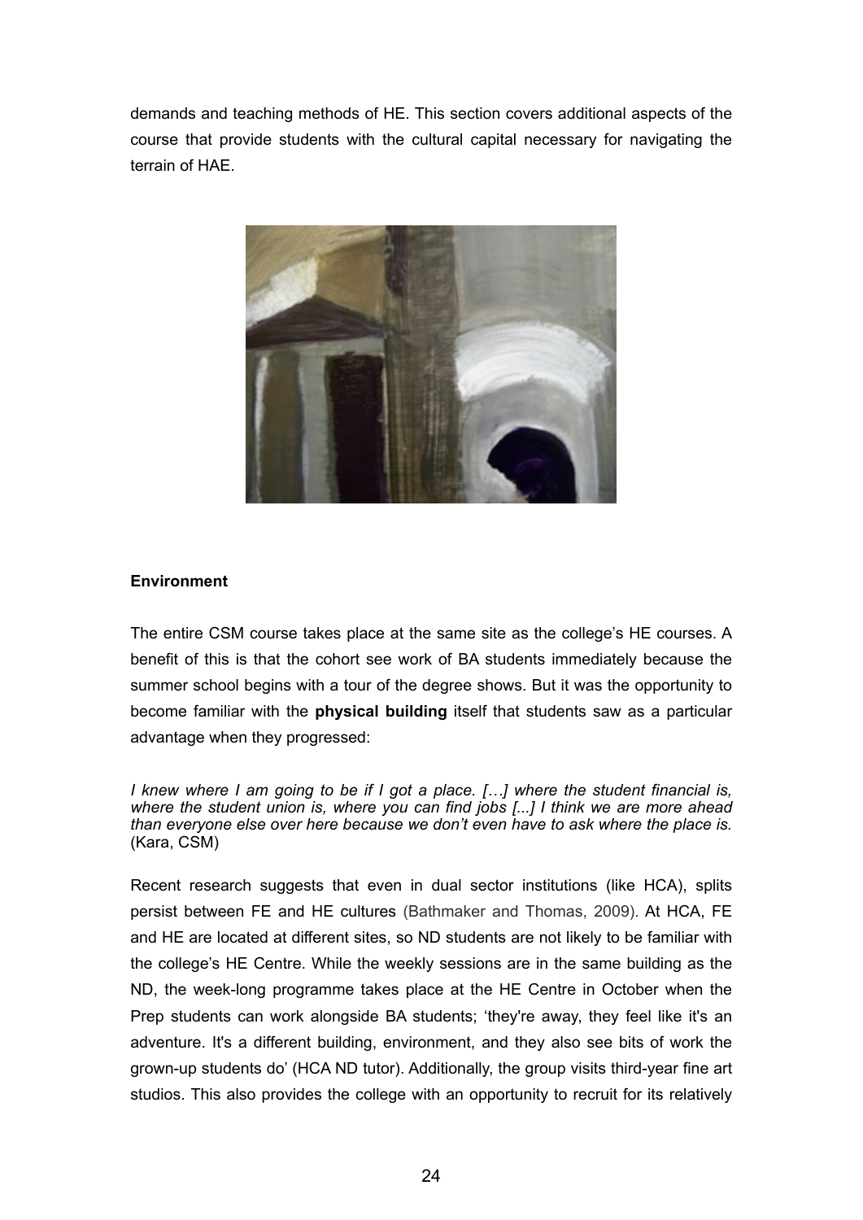demands and teaching methods of HE. This section covers additional aspects of the course that provide students with the cultural capital necessary for navigating the terrain of HAE.

**Environment**

The entire CSM course takes place at the same site as the college's HE courses. A benefit of this is that the cohort see work of BA students immediately because the summer school begins with a tour of the degree shows. But it was the opportunity to become familiar with the **physical building** itself that students saw as a particular advantage when they progressed:

*I knew where I am going to be if I got a place. […] where the student financial is, where the student union is, where you can find jobs [...] I think we are more ahead than everyone else over here because we don't even have to ask where the place is.* (Kara, CSM)

Recent research suggests that even in dual sector institutions (like HCA), splits persist between FE and HE cultures (Bathmaker and Thomas, 2009). At HCA, FE and HE are located at different sites, so ND students are not likely to be familiar with the college's HE Centre. While the weekly sessions are in the same building as the ND, the week-long programme takes place at the HE Centre in October when the Prep students can work alongside BA students; 'they're away, they feel like it's an adventure. It's a different building, environment, and they also see bits of work the grown-up students do' (HCA ND tutor). Additionally, the group visits third-year fine art studios. This also provides the college with an opportunity to recruit for its relatively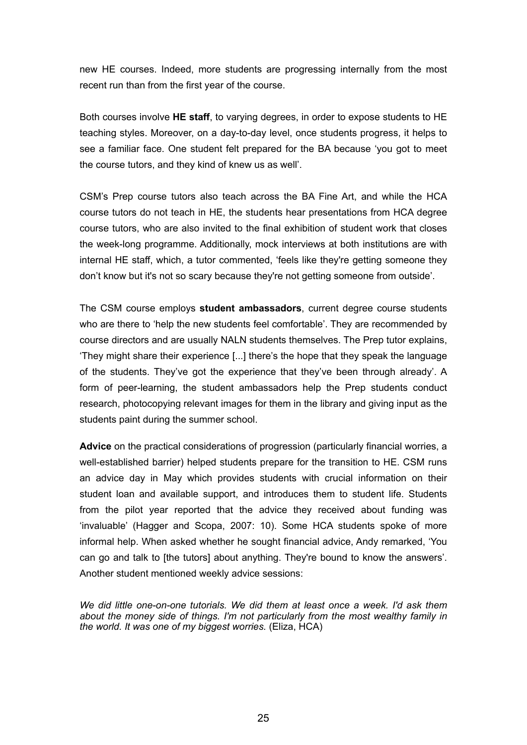new HE courses. Indeed, more students are progressing internally from the most recent run than from the first year of the course.

Both courses involve **HE staff**, to varying degrees, in order to expose students to HE teaching styles. Moreover, on a day-to-day level, once students progress, it helps to see a familiar face. One student felt prepared for the BA because 'you got to meet the course tutors, and they kind of knew us as well'.

CSM's Prep course tutors also teach across the BA Fine Art, and while the HCA course tutors do not teach in HE, the students hear presentations from HCA degree course tutors, who are also invited to the final exhibition of student work that closes the week-long programme. Additionally, mock interviews at both institutions are with internal HE staff, which, a tutor commented, 'feels like they're getting someone they don't know but it's not so scary because they're not getting someone from outside'.

The CSM course employs **student ambassadors**, current degree course students who are there to 'help the new students feel comfortable'. They are recommended by course directors and are usually NALN students themselves. The Prep tutor explains, 'They might share their experience [...] there's the hope that they speak the language of the students. They've got the experience that they've been through already'. A form of peer-learning, the student ambassadors help the Prep students conduct research, photocopying relevant images for them in the library and giving input as the students paint during the summer school.

**Advice** on the practical considerations of progression (particularly financial worries, a well-established barrier) helped students prepare for the transition to HE. CSM runs an advice day in May which provides students with crucial information on their student loan and available support, and introduces them to student life. Students from the pilot year reported that the advice they received about funding was 'invaluable' (Hagger and Scopa, 2007: 10). Some HCA students spoke of more informal help. When asked whether he sought financial advice, Andy remarked, 'You can go and talk to [the tutors] about anything. They're bound to know the answers'. Another student mentioned weekly advice sessions:

*We did little one-on-one tutorials. We did them at least once a week. I'd ask them about the money side of things. I'm not particularly from the most wealthy family in the world. It was one of my biggest worries.* (Eliza, HCA)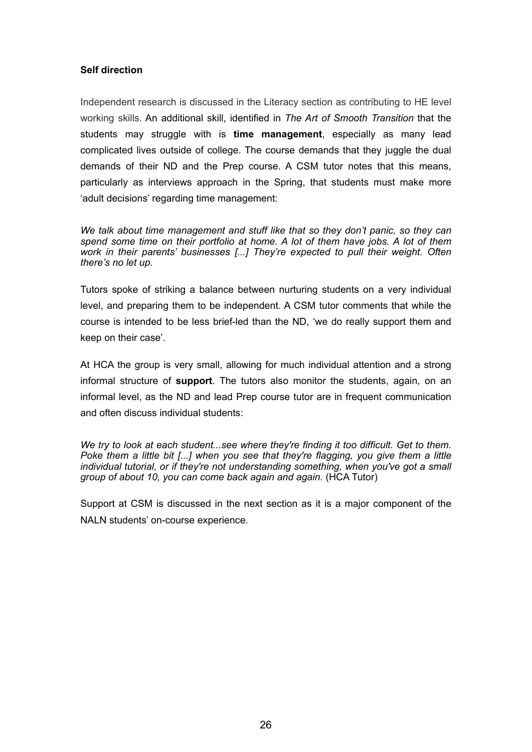**Self direction**

Independent research is discussed in the Literacy section as contributing to HE level working skills. An additional skill, identified in *The Art of Smooth Transition* that the students may struggle with is **time management**, especially as many lead complicated lives outside of college. The course demands that they juggle the dual demands of their ND and the Prep course. A CSM tutor notes that this means, particularly as interviews approach in the Spring, that students must make more 'adult decisions' regarding time management:

*We talk about time management and stuff like that so they don't panic, so they can spend some time on their portfolio at home. A lot of them have jobs. A lot of them work in their parents' businesses [...] They're expected to pull their weight. Often there's no let up.*

Tutors spoke of striking a balance between nurturing students on a very individual level, and preparing them to be independent. A CSM tutor comments that while the course is intended to be less brief-led than the ND, 'we do really support them and keep on their case'.

At HCA the group is very small, allowing for much individual attention and a strong informal structure of **support**. The tutors also monitor the students, again, on an informal level, as the ND and lead Prep course tutor are in frequent communication and often discuss individual students:

*We try to look at each student...see where they're finding it too difficult. Get to them. Poke them a little bit [...] when you see that they're flagging, you give them a little individual tutorial, or if they're not understanding something, when you've got a small group of about 10, you can come back again and again.* (HCA Tutor)

Support at CSM is discussed in the next section as it is a major component of the NALN students' on-course experience.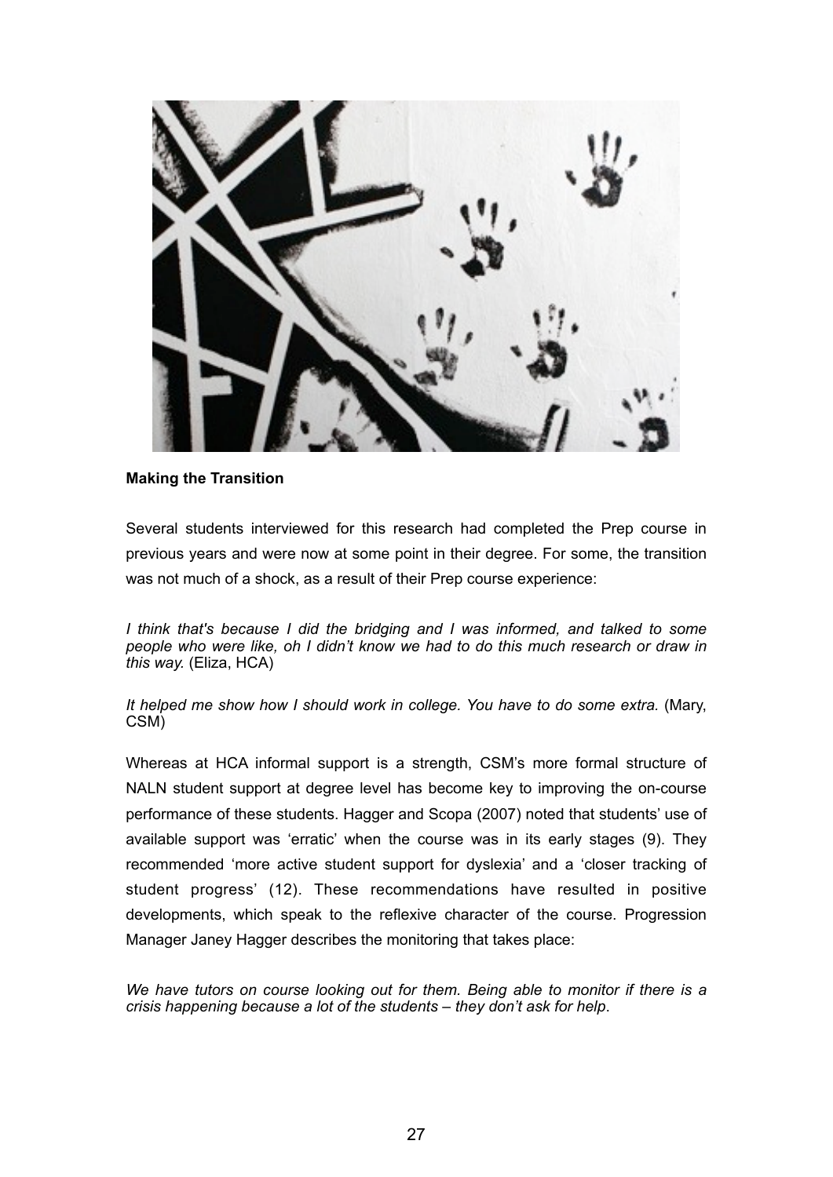**Making the Transition**

Several students interviewed for this research had completed the Prep course in previous years and were now at some point in their degree. For some, the transition was not much of a shock, as a result of their Prep course experience:

*I think that's because I did the bridging and I was informed, and talked to some people who were like, oh I didn't know we had to do this much research or draw in this way.* (Eliza, HCA)

*It helped me show how I should work in college. You have to do some extra.* (Mary, CSM)

Whereas at HCA informal support is a strength, CSM's more formal structure of NALN student support at degree level has become key to improving the on-course performance of these students. Hagger and Scopa (2007) noted that students' use of available support was 'erratic' when the course was in its early stages (9). They recommended 'more active student support for dyslexia' and a 'closer tracking of student progress' (12). These recommendations have resulted in positive developments, which speak to the reflexive character of the course. Progression Manager Janey Hagger describes the monitoring that takes place:

*We have tutors on course looking out for them. Being able to monitor if there is a crisis happening because a lot of the students – they don't ask for help.*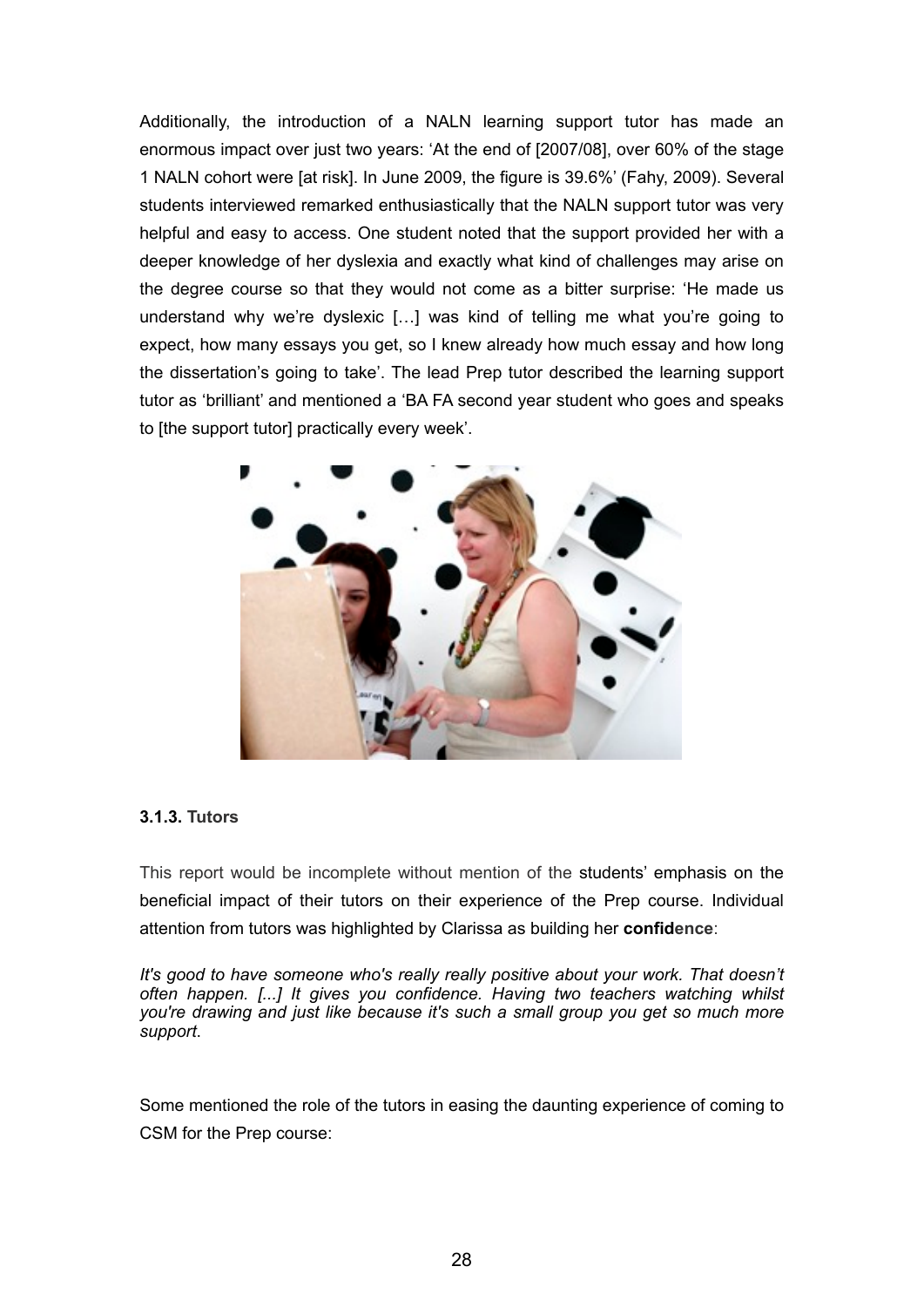Additionally, the introduction of a NALN learning support tutor has made an enormous impact over just two years: 'At the end of [2007/08], over 60% of the stage 1 NALN cohort were [at risk]. In June 2009, the figure is 39.6%' (Fahy, 2009). Several students interviewed remarked enthusiastically that the NALN support tutor was very helpful and easy to access. One student noted that the support provided her with a deeper knowledge of her dyslexia and exactly what kind of challenges may arise on the degree course so that they would not come as a bitter surprise: 'He made us understand why we're dyslexic […] was kind of telling me what you're going to expect, how many essays you get, so I knew already how much essay and how long the dissertation's going to take'. The lead Prep tutor described the learning support tutor as 'brilliant' and mentioned a 'BA FA second year student who goes and speaks to [the support tutor] practically every week'.

### 3.1.3. Tutors

This report would be incomplete without mention of the students' emphasis on the beneficial impact of their tutors on their experience of the Prep course. Individual attention from tutors was highlighted by Clarissa as building her **confidence**:

*It's good to have someone who's really really positive about your work. That doesn't often happen. [...] It gives you confidence. Having two teachers watching whilst you're drawing and just like because it's such a small group you get so much more support.*

Some mentioned the role of the tutors in easing the daunting experience of coming to CSM for the Prep course: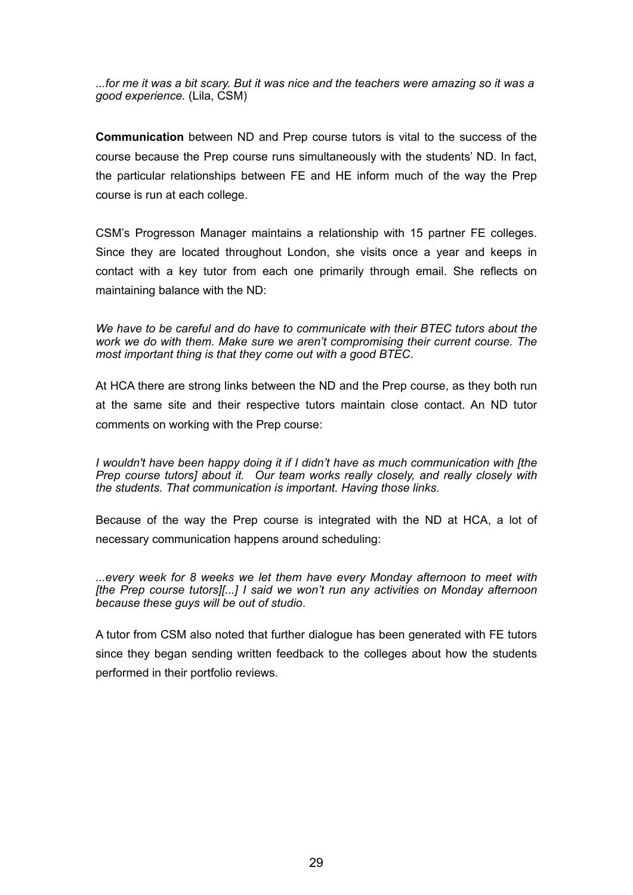*...for me it was a bit scary. But it was nice and the teachers were amazing so it was a good experience.* (Lila, CSM)

**Communication** between ND and Prep course tutors is vital to the success of the course because the Prep course runs simultaneously with the students' ND. In fact, the particular relationships between FE and HE inform much of the way the Prep course is run at each college.

CSM's Progresson Manager maintains a relationship with 15 partner FE colleges. Since they are located throughout London, she visits once a year and keeps in contact with a key tutor from each one primarily through email. She reflects on maintaining balance with the ND:

*We have to be careful and do have to communicate with their BTEC tutors about the work we do with them. Make sure we aren't compromising their current course. The most important thing is that they come out with a good BTEC.*

At HCA there are strong links between the ND and the Prep course, as they both run at the same site and their respective tutors maintain close contact. An ND tutor comments on working with the Prep course:

*I wouldn't have been happy doing it if I didn't have as much communication with [the Prep course tutors] about it. Our team works really closely, and really closely with the students. That communication is important. Having those links.*

Because of the way the Prep course is integrated with the ND at HCA, a lot of necessary communication happens around scheduling:

*...every week for 8 weeks we let them have every Monday afternoon to meet with [the Prep course tutors][...] I said we won't run any activities on Monday afternoon because these guys will be out of studio.*

A tutor from CSM also noted that further dialogue has been generated with FE tutors since they began sending written feedback to the colleges about how the students performed in their portfolio reviews.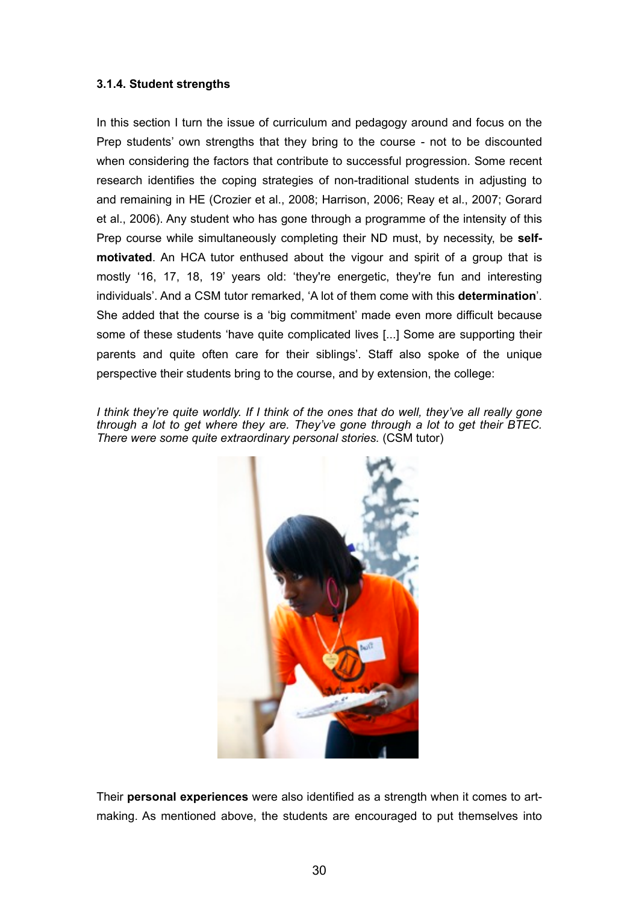### 3.1.4. Student strengths

In this section I turn the issue of curriculum and pedagogy around and focus on the Prep students' own strengths that they bring to the course - not to be discounted when considering the factors that contribute to successful progression. Some recent research identifies the coping strategies of non-traditional students in adjusting to and remaining in HE (Crozier et al., 2008; Harrison, 2006; Reay et al., 2007; Gorard et al., 2006). Any student who has gone through a programme of the intensity of this Prep course while simultaneously completing their ND must, by necessity, be **self-motivated**. An HCA tutor enthused about the vigour and spirit of a group that is mostly '16, 17, 18, 19' years old: 'they're energetic, they're fun and interesting individuals'. And a CSM tutor remarked, 'A lot of them come with this **determination**'. She added that the course is a 'big commitment' made even more difficult because some of these students 'have quite complicated lives [...] Some are supporting their parents and quite often care for their siblings'. Staff also spoke of the unique perspective their students bring to the course, and by extension, the college:

*I think they're quite worldly. If I think of the ones that do well, they've all really gone through a lot to get where they are. They've gone through a lot to get their BTEC. There were some quite extraordinary personal stories.* (CSM tutor)

Their **personal experiences** were also identified as a strength when it comes to art-making. As mentioned above, the students are encouraged to put themselves into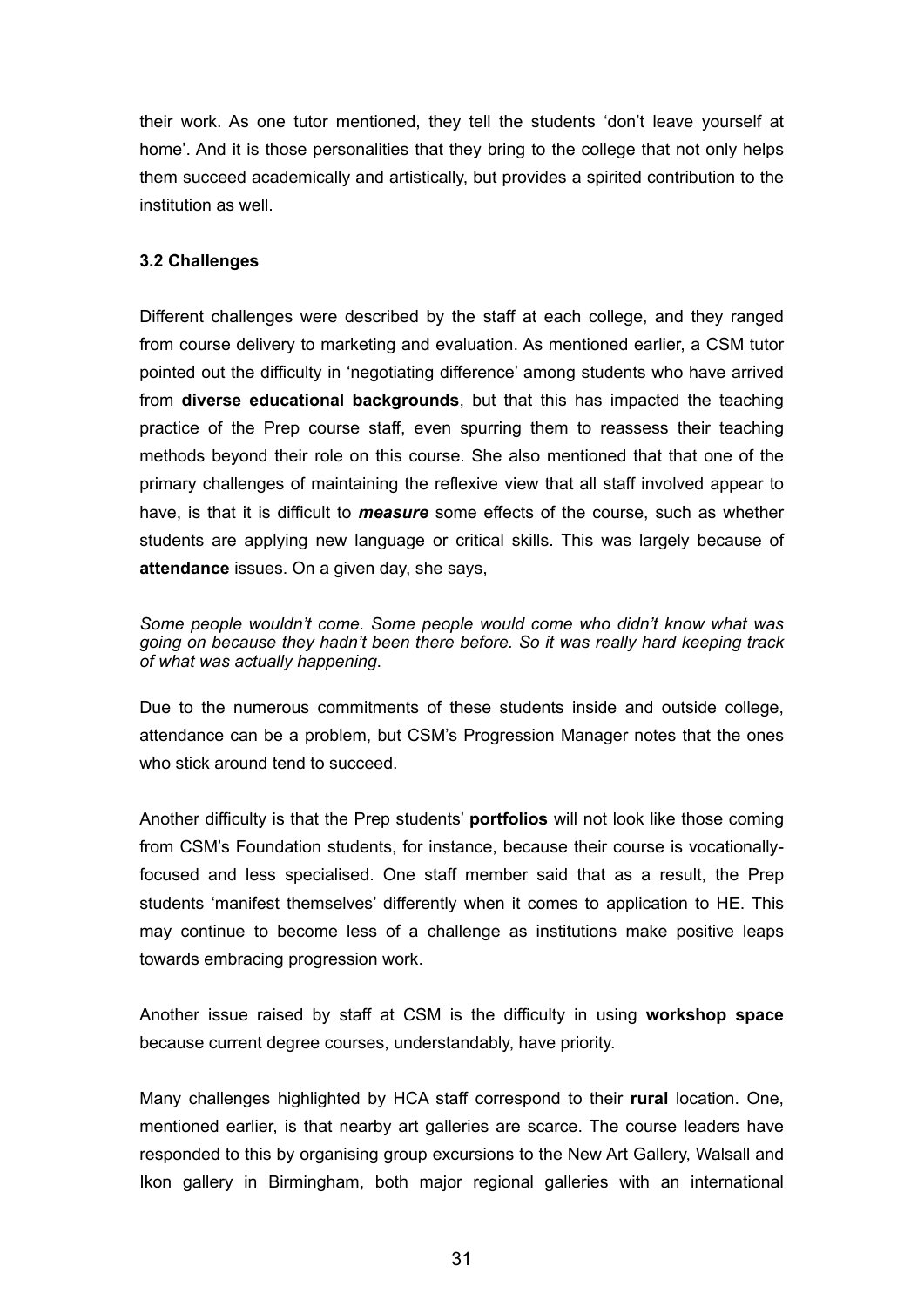their work. As one tutor mentioned, they tell the students 'don't leave yourself at home'. And it is those personalities that they bring to the college that not only helps them succeed academically and artistically, but provides a spirited contribution to the institution as well.

### 3.2 Challenges

Different challenges were described by the staff at each college, and they ranged from course delivery to marketing and evaluation. As mentioned earlier, a CSM tutor pointed out the difficulty in 'negotiating difference' among students who have arrived from **diverse educational backgrounds**, but that this has impacted the teaching practice of the Prep course staff, even spurring them to reassess their teaching methods beyond their role on this course. She also mentioned that that one of the primary challenges of maintaining the reflexive view that all staff involved appear to have, is that it is difficult to ***measure*** some effects of the course, such as whether students are applying new language or critical skills. This was largely because of **attendance** issues. On a given day, she says,

*Some people wouldn't come. Some people would come who didn't know what was going on because they hadn't been there before. So it was really hard keeping track of what was actually happening.*

Due to the numerous commitments of these students inside and outside college, attendance can be a problem, but CSM's Progression Manager notes that the ones who stick around tend to succeed.

Another difficulty is that the Prep students' **portfolios** will not look like those coming from CSM's Foundation students, for instance, because their course is vocationally-focused and less specialised. One staff member said that as a result, the Prep students 'manifest themselves' differently when it comes to application to HE. This may continue to become less of a challenge as institutions make positive leaps towards embracing progression work.

Another issue raised by staff at CSM is the difficulty in using **workshop space** because current degree courses, understandably, have priority.

Many challenges highlighted by HCA staff correspond to their **rural** location. One, mentioned earlier, is that nearby art galleries are scarce. The course leaders have responded to this by organising group excursions to the New Art Gallery, Walsall and Ikon gallery in Birmingham, both major regional galleries with an international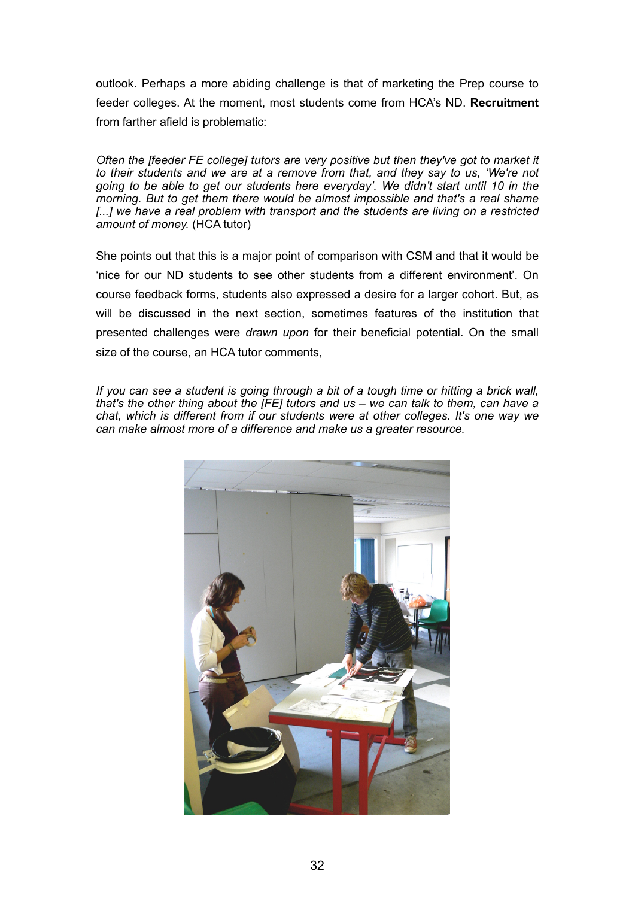outlook. Perhaps a more abiding challenge is that of marketing the Prep course to feeder colleges. At the moment, most students come from HCA's ND. **Recruitment** from farther afield is problematic:

*Often the [feeder FE college] tutors are very positive but then they've got to market it to their students and we are at a remove from that, and they say to us, 'We're not going to be able to get our students here everyday'. We didn't start until 10 in the morning. But to get them there would be almost impossible and that's a real shame [...] we have a real problem with transport and the students are living on a restricted amount of money.* (HCA tutor)

She points out that this is a major point of comparison with CSM and that it would be 'nice for our ND students to see other students from a different environment'. On course feedback forms, students also expressed a desire for a larger cohort. But, as will be discussed in the next section, sometimes features of the institution that presented challenges were *drawn upon* for their beneficial potential. On the small size of the course, an HCA tutor comments,

*If you can see a student is going through a bit of a tough time or hitting a brick wall, that's the other thing about the [FE] tutors and us – we can talk to them, can have a chat, which is different from if our students were at other colleges. It's one way we can make almost more of a difference and make us a greater resource.*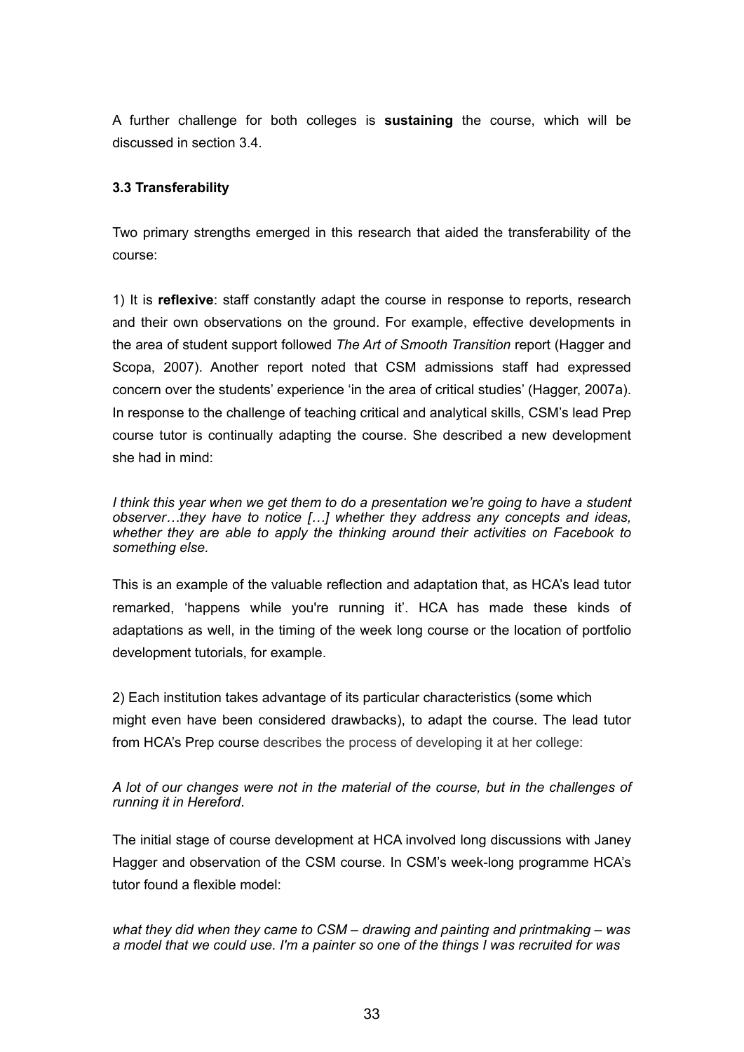A further challenge for both colleges is **sustaining** the course, which will be discussed in section 3.4.

### 3.3 Transferability

Two primary strengths emerged in this research that aided the transferability of the course:

1) It is **reflexive**: staff constantly adapt the course in response to reports, research and their own observations on the ground. For example, effective developments in the area of student support followed *The Art of Smooth Transition* report (Hagger and Scopa, 2007). Another report noted that CSM admissions staff had expressed concern over the students' experience 'in the area of critical studies' (Hagger, 2007a). In response to the challenge of teaching critical and analytical skills, CSM's lead Prep course tutor is continually adapting the course. She described a new development she had in mind:

*I think this year when we get them to do a presentation we're going to have a student observer…they have to notice […] whether they address any concepts and ideas, whether they are able to apply the thinking around their activities on Facebook to something else.*

This is an example of the valuable reflection and adaptation that, as HCA's lead tutor remarked, 'happens while you're running it'. HCA has made these kinds of adaptations as well, in the timing of the week long course or the location of portfolio development tutorials, for example.

2) Each institution takes advantage of its particular characteristics (some which might even have been considered drawbacks), to adapt the course. The lead tutor from HCA's Prep course describes the process of developing it at her college:

*A lot of our changes were not in the material of the course, but in the challenges of running it in Hereford*.

The initial stage of course development at HCA involved long discussions with Janey Hagger and observation of the CSM course. In CSM's week-long programme HCA's tutor found a flexible model:

*what they did when they came to CSM – drawing and painting and printmaking – was a model that we could use. I'm a painter so one of the things I was recruited for was*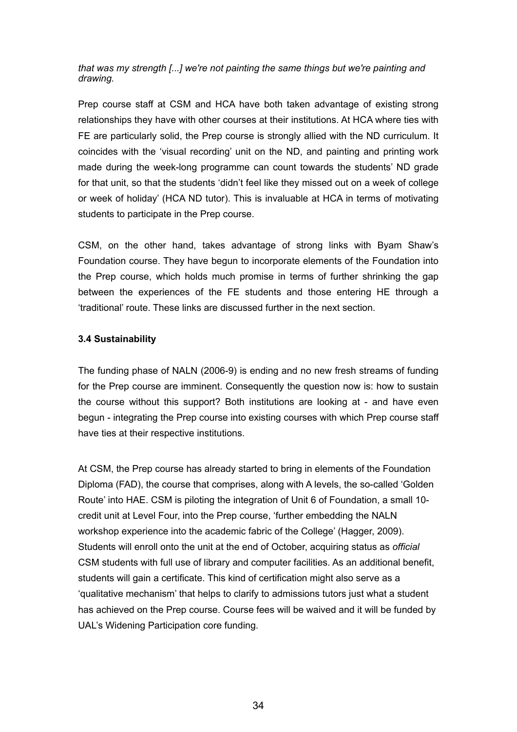*that was my strength [...] we're not painting the same things but we're painting and drawing.*

Prep course staff at CSM and HCA have both taken advantage of existing strong relationships they have with other courses at their institutions. At HCA where ties with FE are particularly solid, the Prep course is strongly allied with the ND curriculum. It coincides with the 'visual recording' unit on the ND, and painting and printing work made during the week-long programme can count towards the students' ND grade for that unit, so that the students 'didn't feel like they missed out on a week of college or week of holiday' (HCA ND tutor). This is invaluable at HCA in terms of motivating students to participate in the Prep course.

CSM, on the other hand, takes advantage of strong links with Byam Shaw's Foundation course. They have begun to incorporate elements of the Foundation into the Prep course, which holds much promise in terms of further shrinking the gap between the experiences of the FE students and those entering HE through a 'traditional' route. These links are discussed further in the next section.

### 3.4 Sustainability

The funding phase of NALN (2006-9) is ending and no new fresh streams of funding for the Prep course are imminent. Consequently the question now is: how to sustain the course without this support? Both institutions are looking at - and have even begun - integrating the Prep course into existing courses with which Prep course staff have ties at their respective institutions.

At CSM, the Prep course has already started to bring in elements of the Foundation Diploma (FAD), the course that comprises, along with A levels, the so-called 'Golden Route' into HAE. CSM is piloting the integration of Unit 6 of Foundation, a small 10-credit unit at Level Four, into the Prep course, 'further embedding the NALN workshop experience into the academic fabric of the College' (Hagger, 2009). Students will enroll onto the unit at the end of October, acquiring status as *official* CSM students with full use of library and computer facilities. As an additional benefit, students will gain a certificate. This kind of certification might also serve as a 'qualitative mechanism' that helps to clarify to admissions tutors just what a student has achieved on the Prep course. Course fees will be waived and it will be funded by UAL's Widening Participation core funding.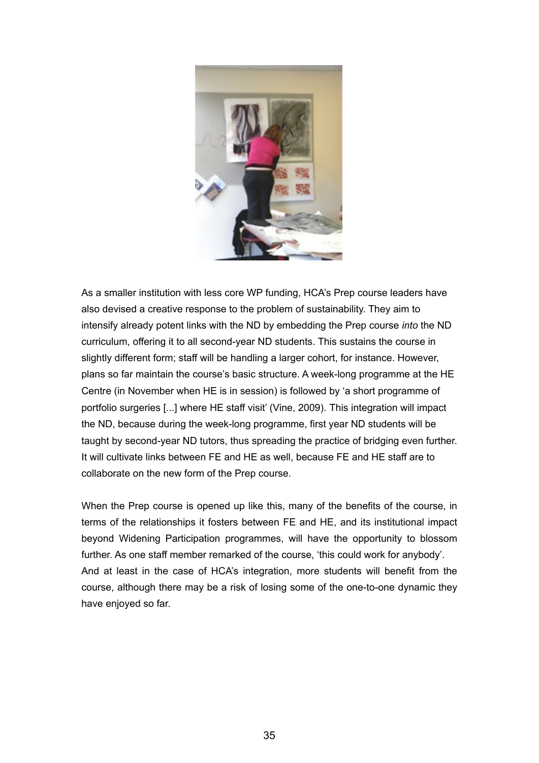As a smaller institution with less core WP funding, HCA's Prep course leaders have also devised a creative response to the problem of sustainability. They aim to intensify already potent links with the ND by embedding the Prep course *into* the ND curriculum, offering it to all second-year ND students. This sustains the course in slightly different form; staff will be handling a larger cohort, for instance. However, plans so far maintain the course's basic structure. A week-long programme at the HE Centre (in November when HE is in session) is followed by 'a short programme of portfolio surgeries [...] where HE staff visit' (Vine, 2009). This integration will impact the ND, because during the week-long programme, first year ND students will be taught by second-year ND tutors, thus spreading the practice of bridging even further. It will cultivate links between FE and HE as well, because FE and HE staff are to collaborate on the new form of the Prep course.

When the Prep course is opened up like this, many of the benefits of the course, in terms of the relationships it fosters between FE and HE, and its institutional impact beyond Widening Participation programmes, will have the opportunity to blossom further. As one staff member remarked of the course, 'this could work for anybody'. And at least in the case of HCA's integration, more students will benefit from the course, although there may be a risk of losing some of the one-to-one dynamic they have enjoyed so far.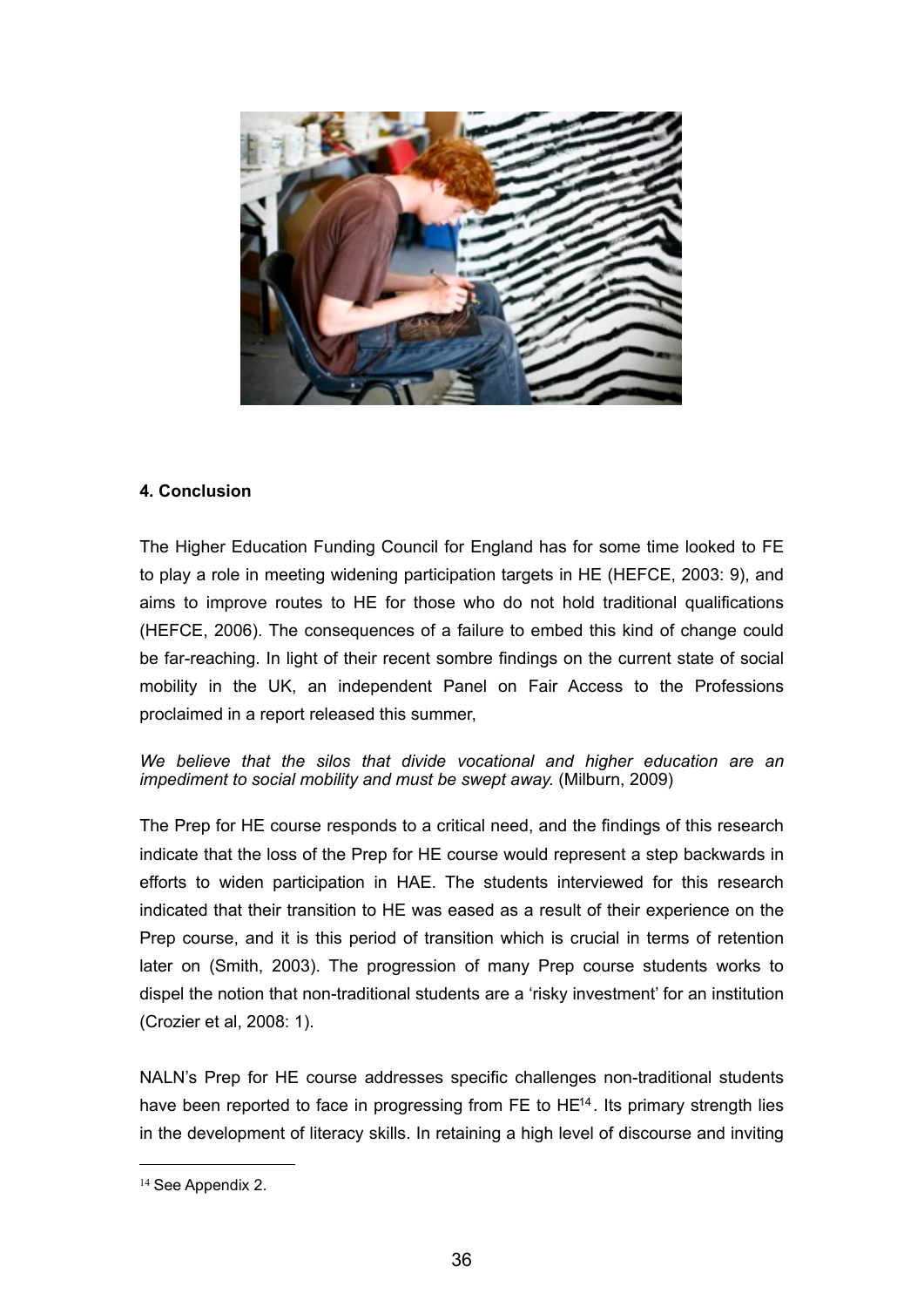## 4. Conclusion

The Higher Education Funding Council for England has for some time looked to FE to play a role in meeting widening participation targets in HE (HEFCE, 2003: 9), and aims to improve routes to HE for those who do not hold traditional qualifications (HEFCE, 2006). The consequences of a failure to embed this kind of change could be far-reaching. In light of their recent sombre findings on the current state of social mobility in the UK, an independent Panel on Fair Access to the Professions proclaimed in a report released this summer,

*We believe that the silos that divide vocational and higher education are an impediment to social mobility and must be swept away.* (Milburn, 2009)

The Prep for HE course responds to a critical need, and the findings of this research indicate that the loss of the Prep for HE course would represent a step backwards in efforts to widen participation in HAE. The students interviewed for this research indicated that their transition to HE was eased as a result of their experience on the Prep course, and it is this period of transition which is crucial in terms of retention later on (Smith, 2003). The progression of many Prep course students works to dispel the notion that non-traditional students are a 'risky investment' for an institution (Crozier et al, 2008: 1).

NALN's Prep for HE course addresses specific challenges non-traditional students have been reported to face in progressing from FE to HE[14]. Its primary strength lies in the development of literacy skills. In retaining a high level of discourse and inviting

[14] See Appendix 2.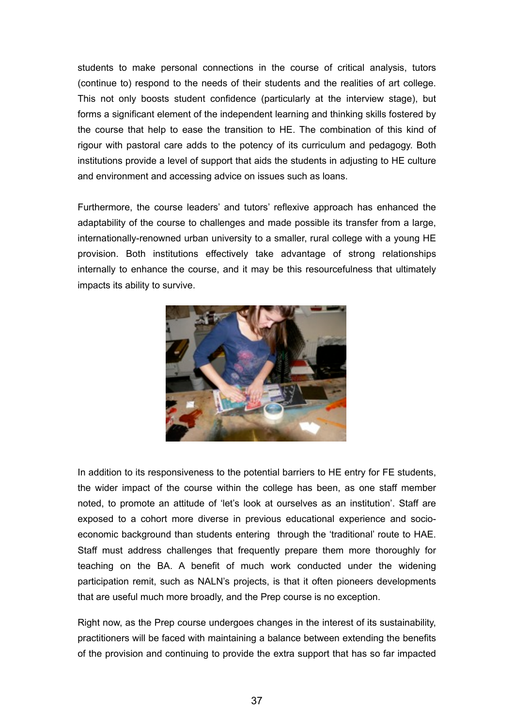students to make personal connections in the course of critical analysis, tutors (continue to) respond to the needs of their students and the realities of art college. This not only boosts student confidence (particularly at the interview stage), but forms a significant element of the independent learning and thinking skills fostered by the course that help to ease the transition to HE. The combination of this kind of rigour with pastoral care adds to the potency of its curriculum and pedagogy. Both institutions provide a level of support that aids the students in adjusting to HE culture and environment and accessing advice on issues such as loans.

Furthermore, the course leaders' and tutors' reflexive approach has enhanced the adaptability of the course to challenges and made possible its transfer from a large, internationally-renowned urban university to a smaller, rural college with a young HE provision. Both institutions effectively take advantage of strong relationships internally to enhance the course, and it may be this resourcefulness that ultimately impacts its ability to survive.

In addition to its responsiveness to the potential barriers to HE entry for FE students, the wider impact of the course within the college has been, as one staff member noted, to promote an attitude of 'let's look at ourselves as an institution'. Staff are exposed to a cohort more diverse in previous educational experience and socio-economic background than students entering through the 'traditional' route to HAE. Staff must address challenges that frequently prepare them more thoroughly for teaching on the BA. A benefit of much work conducted under the widening participation remit, such as NALN's projects, is that it often pioneers developments that are useful much more broadly, and the Prep course is no exception.

Right now, as the Prep course undergoes changes in the interest of its sustainability, practitioners will be faced with maintaining a balance between extending the benefits of the provision and continuing to provide the extra support that has so far impacted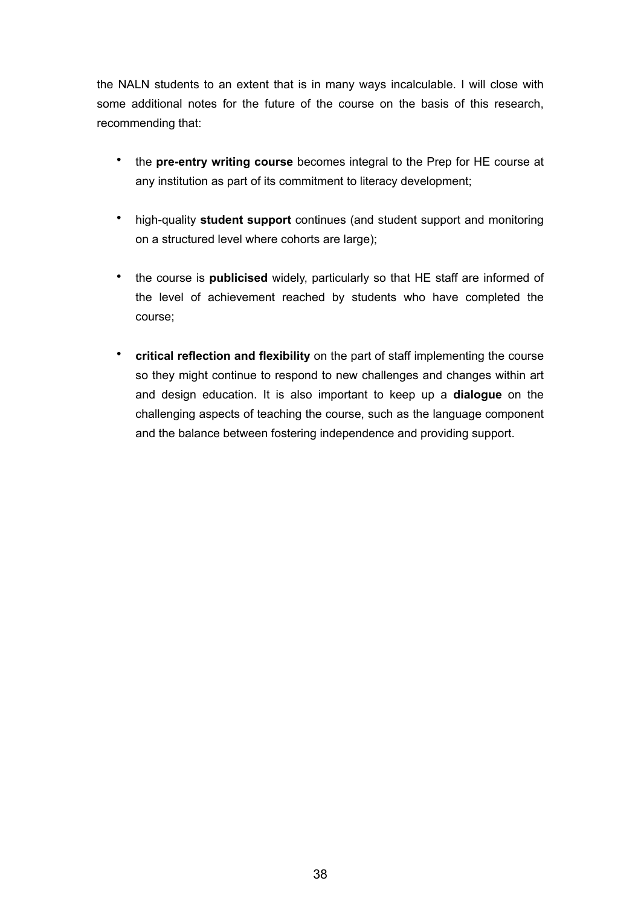the NALN students to an extent that is in many ways incalculable. I will close with some additional notes for the future of the course on the basis of this research, recommending that:

- the **pre-entry writing course** becomes integral to the Prep for HE course at any institution as part of its commitment to literacy development;
- high-quality **student support** continues (and student support and monitoring on a structured level where cohorts are large);
- the course is **publicised** widely, particularly so that HE staff are informed of the level of achievement reached by students who have completed the course;
- **critical reflection and flexibility** on the part of staff implementing the course so they might continue to respond to new challenges and changes within art and design education. It is also important to keep up a **dialogue** on the challenging aspects of teaching the course, such as the language component and the balance between fostering independence and providing support.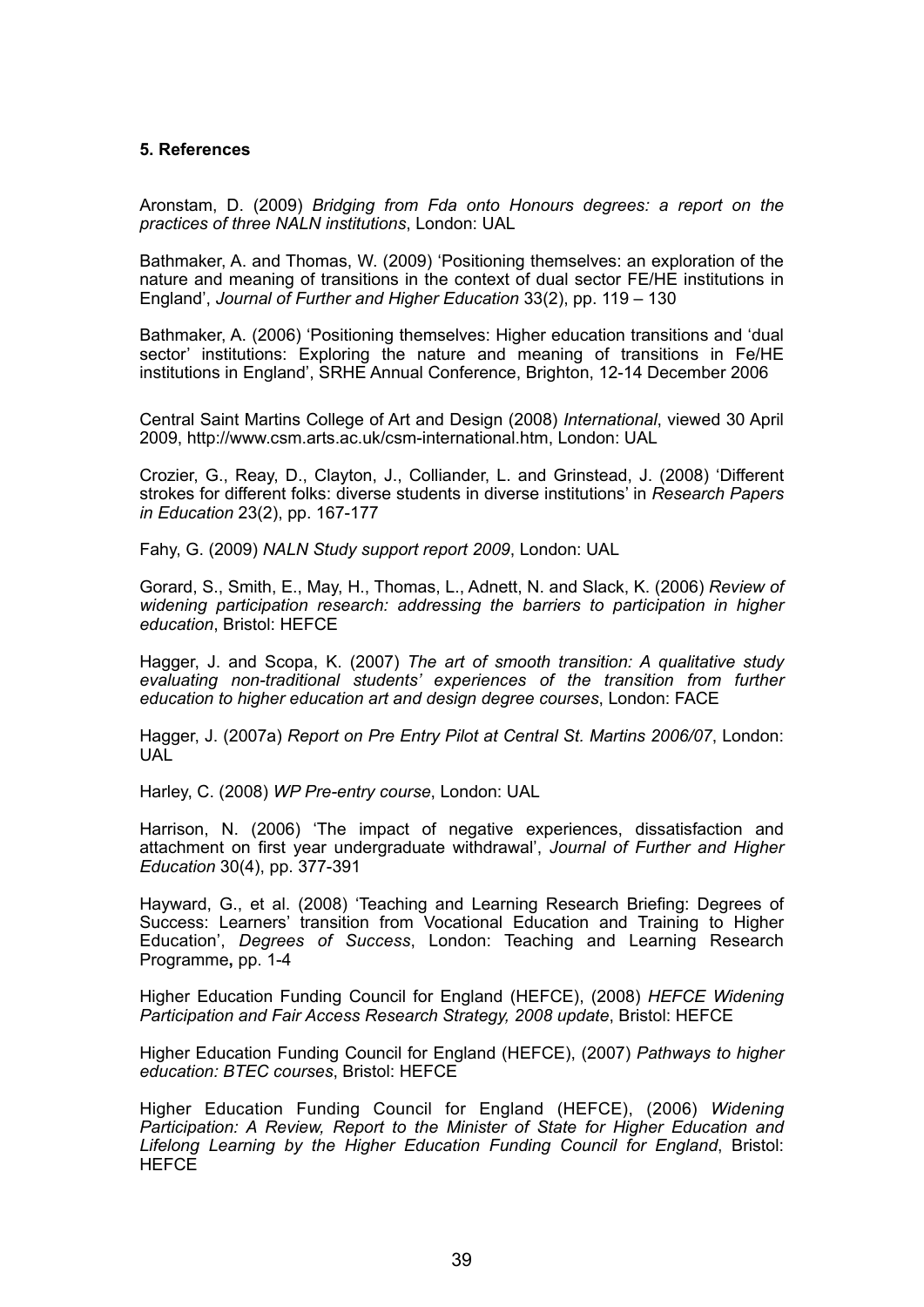**5. References**

Aronstam, D. (2009) *Bridging from Fda onto Honours degrees: a report on the practices of three NALN institutions*, London: UAL

Bathmaker, A. and Thomas, W. (2009) 'Positioning themselves: an exploration of the nature and meaning of transitions in the context of dual sector FE/HE institutions in England', *Journal of Further and Higher Education* 33(2), pp. 119 – 130

Bathmaker, A. (2006) 'Positioning themselves: Higher education transitions and 'dual sector' institutions: Exploring the nature and meaning of transitions in Fe/HE institutions in England', SRHE Annual Conference, Brighton, 12-14 December 2006

Central Saint Martins College of Art and Design (2008) *International*, viewed 30 April 2009, http://www.csm.arts.ac.uk/csm-international.htm, London: UAL

Crozier, G., Reay, D., Clayton, J., Colliander, L. and Grinstead, J. (2008) 'Different strokes for different folks: diverse students in diverse institutions' in *Research Papers in Education* 23(2), pp. 167-177

Fahy, G. (2009) *NALN Study support report 2009*, London: UAL

Gorard, S., Smith, E., May, H., Thomas, L., Adnett, N. and Slack, K. (2006) *Review of widening participation research: addressing the barriers to participation in higher education*, Bristol: HEFCE

Hagger, J. and Scopa, K. (2007) *The art of smooth transition: A qualitative study evaluating non-traditional students' experiences of the transition from further education to higher education art and design degree courses*, London: FACE

Hagger, J. (2007a) *Report on Pre Entry Pilot at Central St. Martins 2006/07*, London: UAL

Harley, C. (2008) *WP Pre-entry course*, London: UAL

Harrison, N. (2006) 'The impact of negative experiences, dissatisfaction and attachment on first year undergraduate withdrawal', *Journal of Further and Higher Education* 30(4), pp. 377-391

Hayward, G., et al. (2008) 'Teaching and Learning Research Briefing: Degrees of Success: Learners' transition from Vocational Education and Training to Higher Education', *Degrees of Success*, London: Teaching and Learning Research Programme**,** pp. 1-4

Higher Education Funding Council for England (HEFCE), (2008) *HEFCE Widening Participation and Fair Access Research Strategy, 2008 update*, Bristol: HEFCE

Higher Education Funding Council for England (HEFCE), (2007) *Pathways to higher education: BTEC courses*, Bristol: HEFCE

Higher Education Funding Council for England (HEFCE), (2006) *Widening Participation: A Review, Report to the Minister of State for Higher Education and Lifelong Learning by the Higher Education Funding Council for England*, Bristol: HEFCE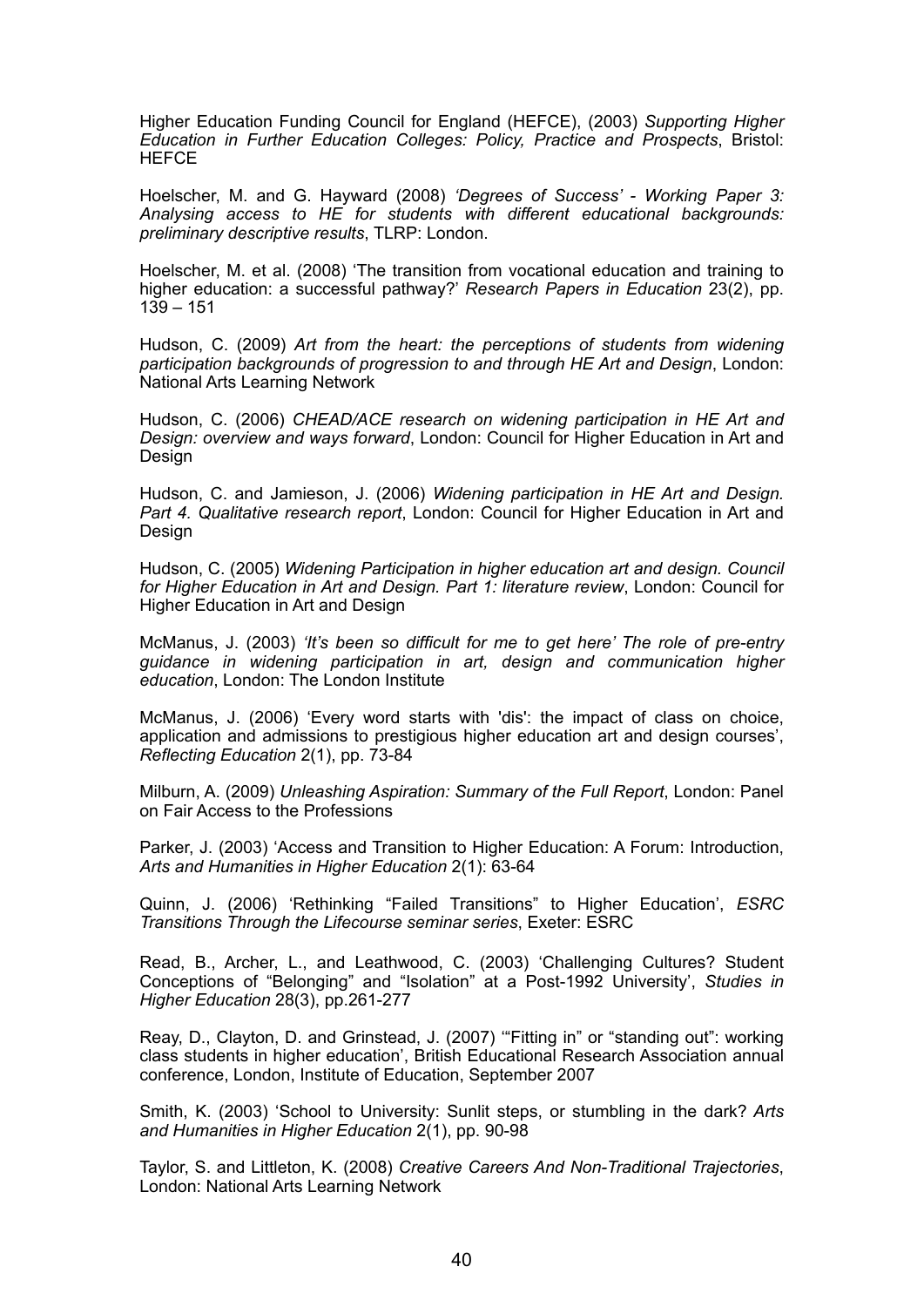Higher Education Funding Council for England (HEFCE), (2003) *Supporting Higher Education in Further Education Colleges: Policy, Practice and Prospects*, Bristol: HEFCE

Hoelscher, M. and G. Hayward (2008) *'Degrees of Success' - Working Paper 3: Analysing access to HE for students with different educational backgrounds: preliminary descriptive results*, TLRP: London.

Hoelscher, M. et al. (2008) 'The transition from vocational education and training to higher education: a successful pathway?' *Research Papers in Education* 23(2), pp. 139 – 151

Hudson, C. (2009) *Art from the heart: the perceptions of students from widening participation backgrounds of progression to and through HE Art and Design*, London: National Arts Learning Network

Hudson, C. (2006) *CHEAD/ACE research on widening participation in HE Art and Design: overview and ways forward*, London: Council for Higher Education in Art and Design

Hudson, C. and Jamieson, J. (2006) *Widening participation in HE Art and Design. Part 4. Qualitative research report*, London: Council for Higher Education in Art and Design

Hudson, C. (2005) *Widening Participation in higher education art and design. Council for Higher Education in Art and Design. Part 1: literature review*, London: Council for Higher Education in Art and Design

McManus, J. (2003) *'It's been so difficult for me to get here' The role of pre-entry guidance in widening participation in art, design and communication higher education*, London: The London Institute

McManus, J. (2006) 'Every word starts with 'dis': the impact of class on choice, application and admissions to prestigious higher education art and design courses', *Reflecting Education* 2(1), pp. 73-84

Milburn, A. (2009) *Unleashing Aspiration: Summary of the Full Report*, London: Panel on Fair Access to the Professions

Parker, J. (2003) 'Access and Transition to Higher Education: A Forum: Introduction, *Arts and Humanities in Higher Education* 2(1): 63-64

Quinn, J. (2006) 'Rethinking "Failed Transitions" to Higher Education', *ESRC Transitions Through the Lifecourse seminar series*, Exeter: ESRC

Read, B., Archer, L., and Leathwood, C. (2003) 'Challenging Cultures? Student Conceptions of "Belonging" and "Isolation" at a Post-1992 University', *Studies in Higher Education* 28(3), pp.261-277

Reay, D., Clayton, D. and Grinstead, J. (2007) '"Fitting in" or "standing out": working class students in higher education', British Educational Research Association annual conference, London, Institute of Education, September 2007

Smith, K. (2003) 'School to University: Sunlit steps, or stumbling in the dark? *Arts and Humanities in Higher Education* 2(1), pp. 90-98

Taylor, S. and Littleton, K. (2008) *Creative Careers And Non-Traditional Trajectories*, London: National Arts Learning Network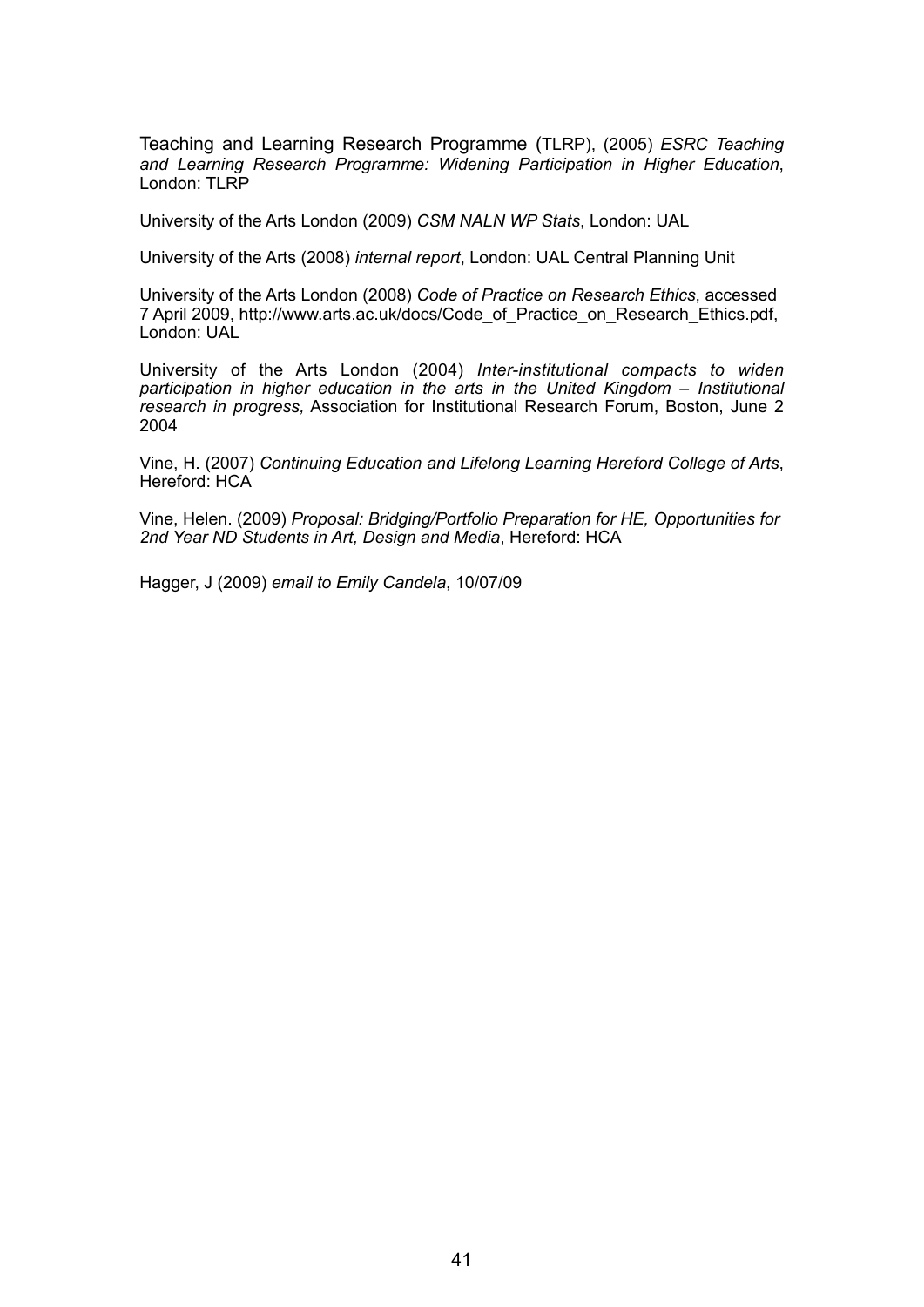Teaching and Learning Research Programme (TLRP), (2005) *ESRC Teaching and Learning Research Programme: Widening Participation in Higher Education*, London: TLRP

University of the Arts London (2009) *CSM NALN WP Stats*, London: UAL

University of the Arts (2008) *internal report*, London: UAL Central Planning Unit

University of the Arts London (2008) *Code of Practice on Research Ethics*, accessed 7 April 2009, http://www.arts.ac.uk/docs/Code_of_Practice_on_Research_Ethics.pdf, London: UAL

University of the Arts London (2004) *Inter-institutional compacts to widen participation in higher education in the arts in the United Kingdom – Institutional research in progress,* Association for Institutional Research Forum, Boston, June 2 2004

Vine, H. (2007) *Continuing Education and Lifelong Learning Hereford College of Arts*, Hereford: HCA

Vine, Helen. (2009) *Proposal: Bridging/Portfolio Preparation for HE, Opportunities for 2nd Year ND Students in Art, Design and Media*, Hereford: HCA

Hagger, J (2009) *email to Emily Candela*, 10/07/09